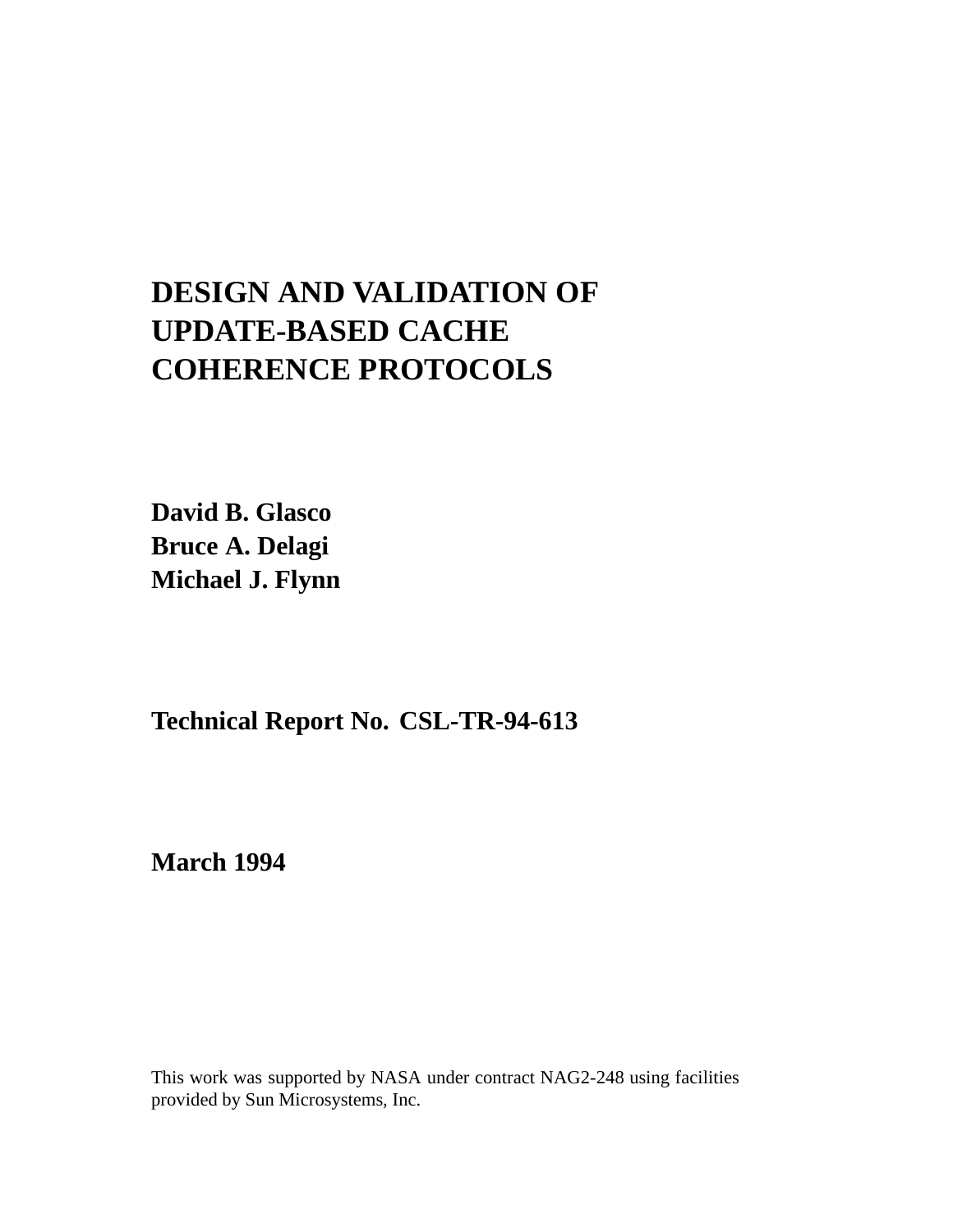# DESIGN AND VALIDATION OF UPDATE-BASED CACHE COHERENCE PROTOCOLS

**David B. Glasco**
**Bruce A. Delagi**
**Michael J. Flynn**

**Technical Report No. CSL-TR-94-613**

**March 1994**

This work was supported by NASA under contract NAG2-248 using facilities provided by Sun Microsystems, Inc.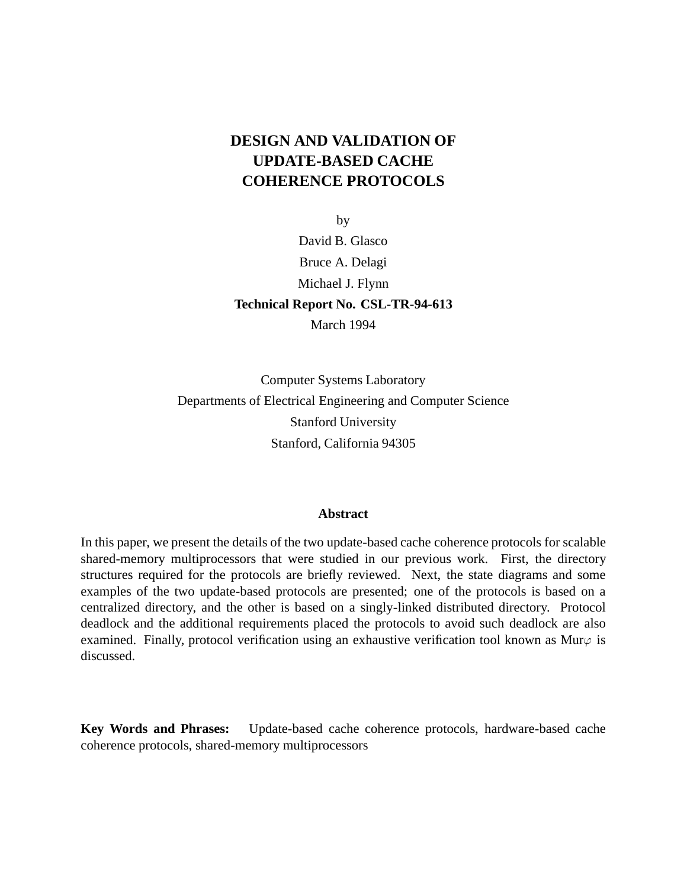# DESIGN AND VALIDATION OF UPDATE-BASED CACHE COHERENCE PROTOCOLS

by

David B. Glasco

Bruce A. Delagi

Michael J. Flynn

**Technical Report No. CSL-TR-94-613**

March 1994

Computer Systems Laboratory

Departments of Electrical Engineering and Computer Science

Stanford University

Stanford, California 94305

## Abstract

In this paper, we present the details of the two update-based cache coherence protocols for scalable shared-memory multiprocessors that were studied in our previous work. First, the directory structures required for the protocols are briefly reviewed. Next, the state diagrams and some examples of the two update-based protocols are presented; one of the protocols is based on a centralized directory, and the other is based on a singly-linked distributed directory. Protocol deadlock and the additional requirements placed the protocols to avoid such deadlock are also examined. Finally, protocol verification using an exhaustive verification tool known as Mur$\varphi$ is discussed.

**Key Words and Phrases:** Update-based cache coherence protocols, hardware-based cache coherence protocols, shared-memory multiprocessors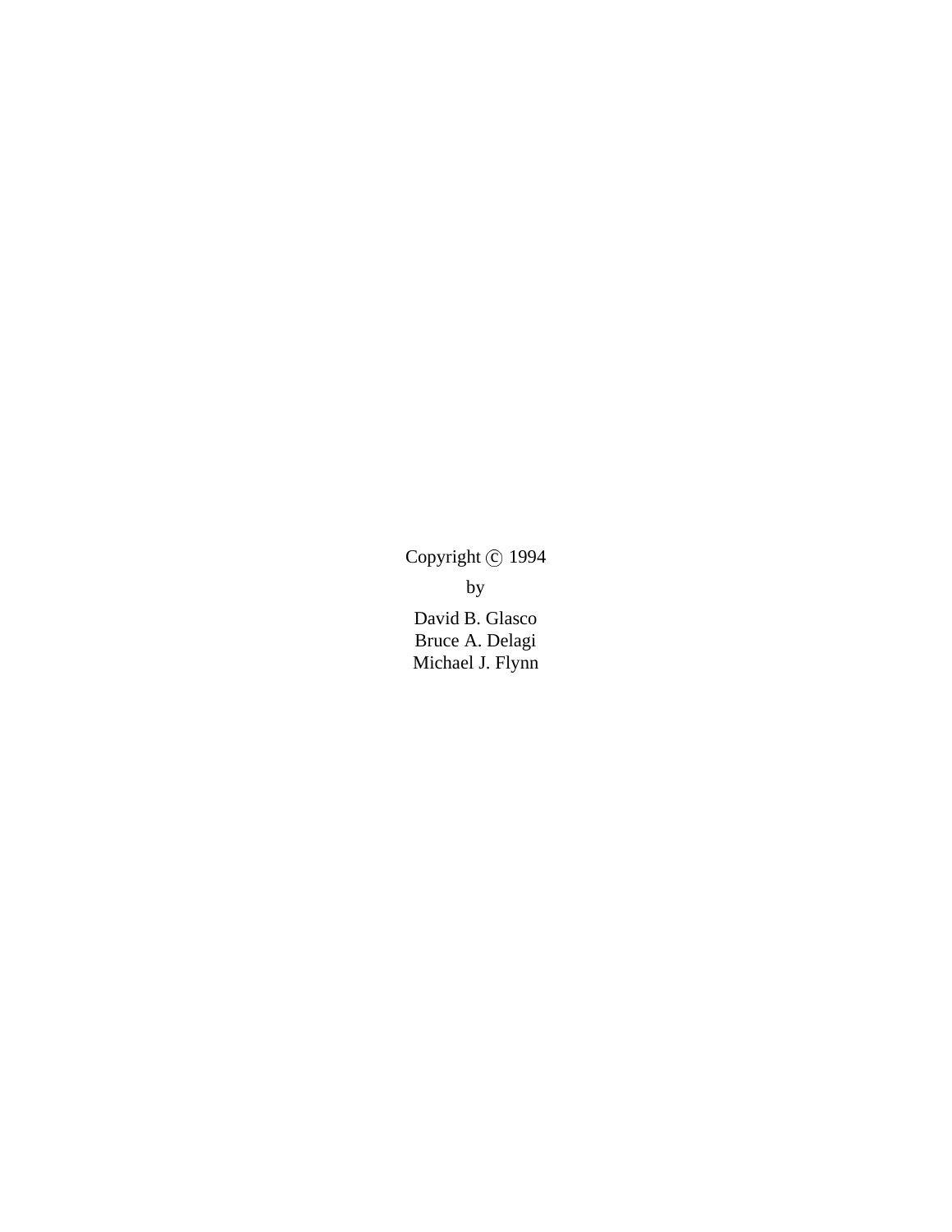Copyright © 1994

by

David B. Glasco
Bruce A. Delagi
Michael J. Flynn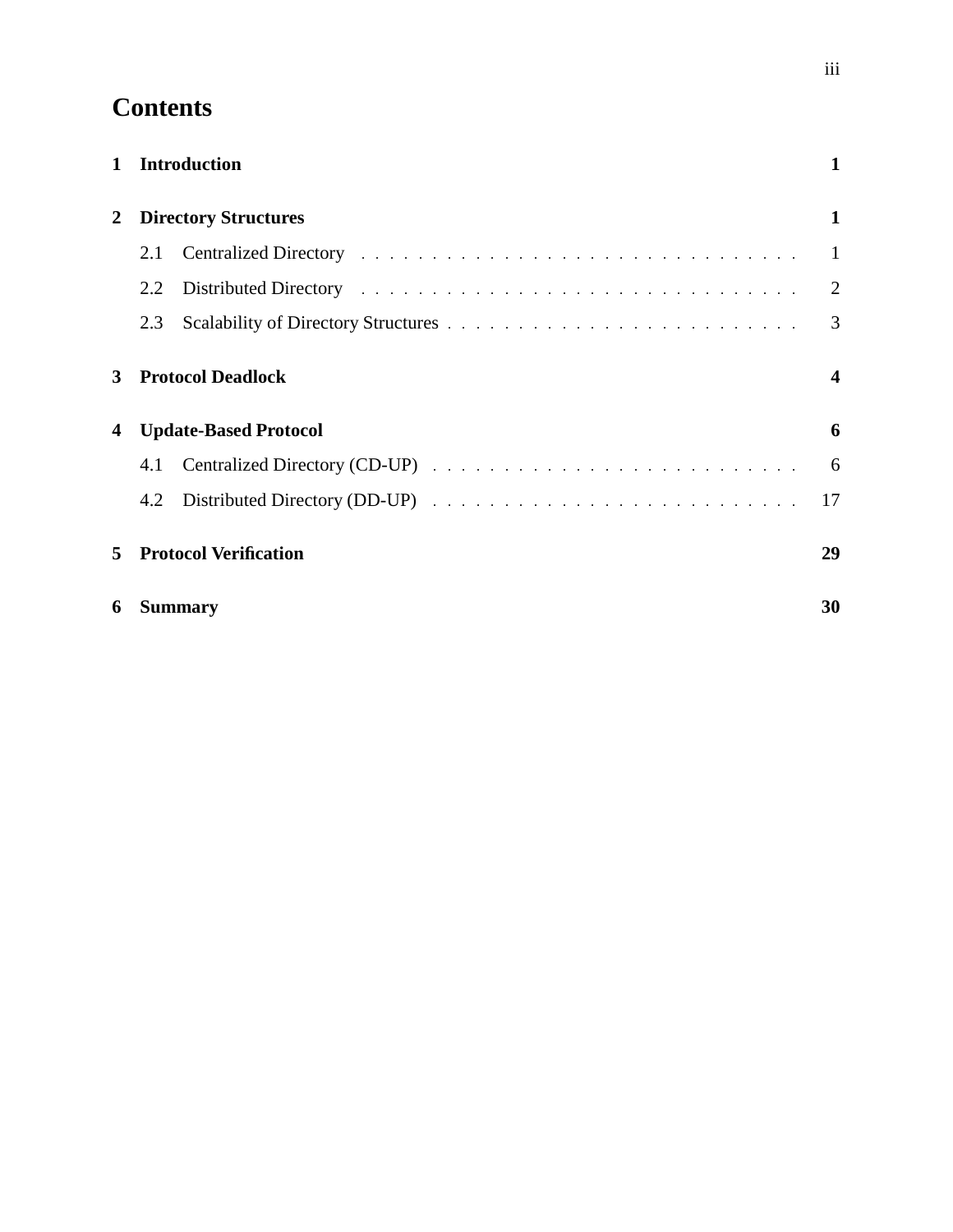# Contents

**1 Introduction** **1**

**2 Directory Structures** **1**

- 2.1 Centralized Directory . . . . . . . . . . . . . . . . . . . . . . . . . . . . . . . 1
- 2.2 Distributed Directory . . . . . . . . . . . . . . . . . . . . . . . . . . . . . . . 2
- 2.3 Scalability of Directory Structures . . . . . . . . . . . . . . . . . . . . . . . . 3

**3 Protocol Deadlock** **4**

**4 Update-Based Protocol** **6**

- 4.1 Centralized Directory (CD-UP) . . . . . . . . . . . . . . . . . . . . . . . . . 6
- 4.2 Distributed Directory (DD-UP) . . . . . . . . . . . . . . . . . . . . . . . . . 17

**5 Protocol Verification** **29**

**6 Summary** **30**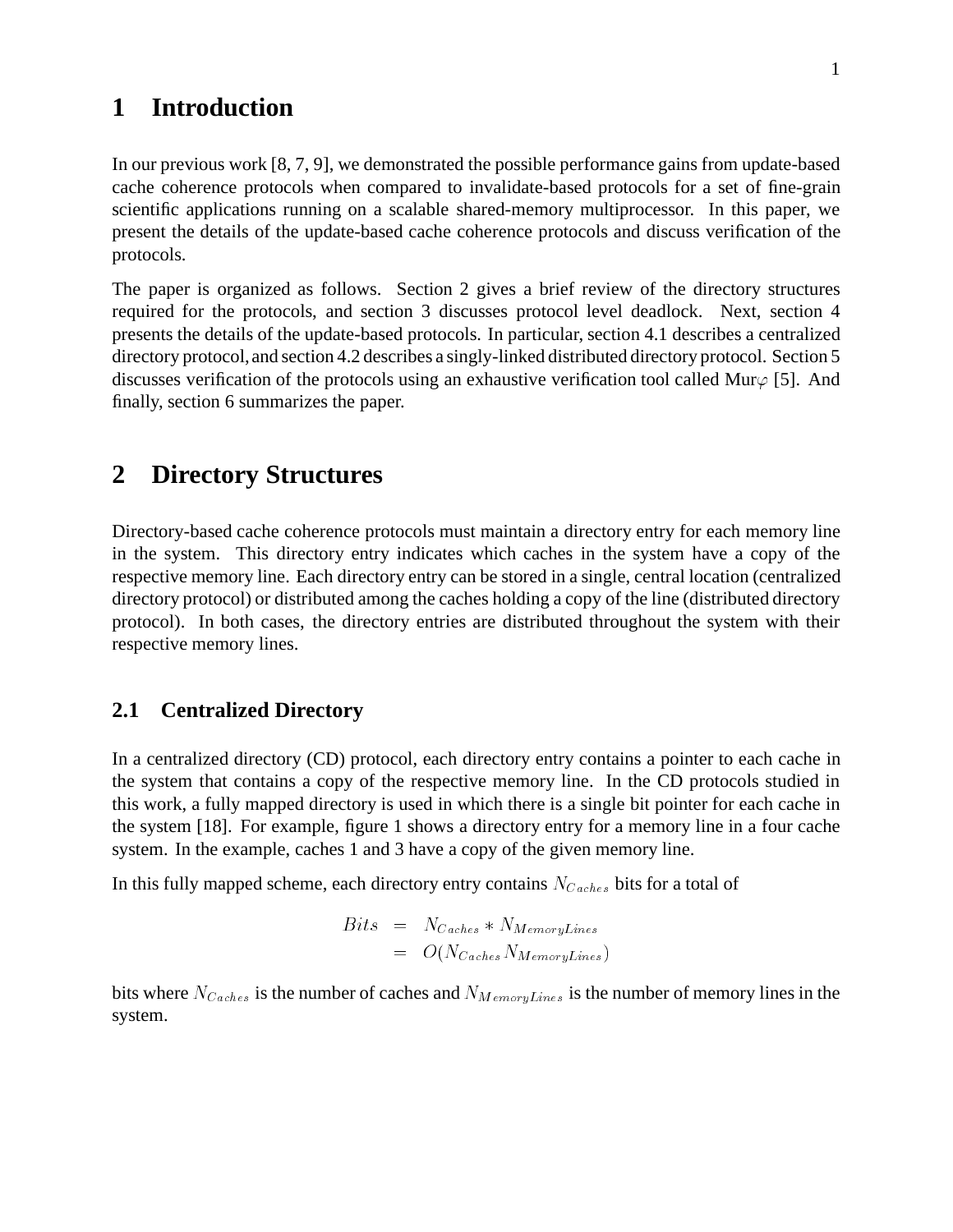# 1 Introduction

In our previous work [8, 7, 9], we demonstrated the possible performance gains from update-based cache coherence protocols when compared to invalidate-based protocols for a set of fine-grain scientific applications running on a scalable shared-memory multiprocessor. In this paper, we present the details of the update-based cache coherence protocols and discuss verification of the protocols.

The paper is organized as follows. Section 2 gives a brief review of the directory structures required for the protocols, and section 3 discusses protocol level deadlock. Next, section 4 presents the details of the update-based protocols. In particular, section 4.1 describes a centralized directory protocol, and section 4.2 describes a singly-linked distributed directory protocol. Section 5 discusses verification of the protocols using an exhaustive verification tool called Mur$\varphi$ [5]. And finally, section 6 summarizes the paper.

# 2 Directory Structures

Directory-based cache coherence protocols must maintain a directory entry for each memory line in the system. This directory entry indicates which caches in the system have a copy of the respective memory line. Each directory entry can be stored in a single, central location (centralized directory protocol) or distributed among the caches holding a copy of the line (distributed directory protocol). In both cases, the directory entries are distributed throughout the system with their respective memory lines.

## 2.1 Centralized Directory

In a centralized directory (CD) protocol, each directory entry contains a pointer to each cache in the system that contains a copy of the respective memory line. In the CD protocols studied in this work, a fully mapped directory is used in which there is a single bit pointer for each cache in the system [18]. For example, figure 1 shows a directory entry for a memory line in a four cache system. In the example, caches 1 and 3 have a copy of the given memory line.

In this fully mapped scheme, each directory entry contains $N_{Caches}$ bits for a total of

$$
\begin{aligned}
Bits &= N_{Caches} * N_{MemoryLines} \\
&= O(N_{Caches} N_{MemoryLines})
\end{aligned}
$$

bits where $N_{Caches}$ is the number of caches and $N_{MemoryLines}$ is the number of memory lines in the system.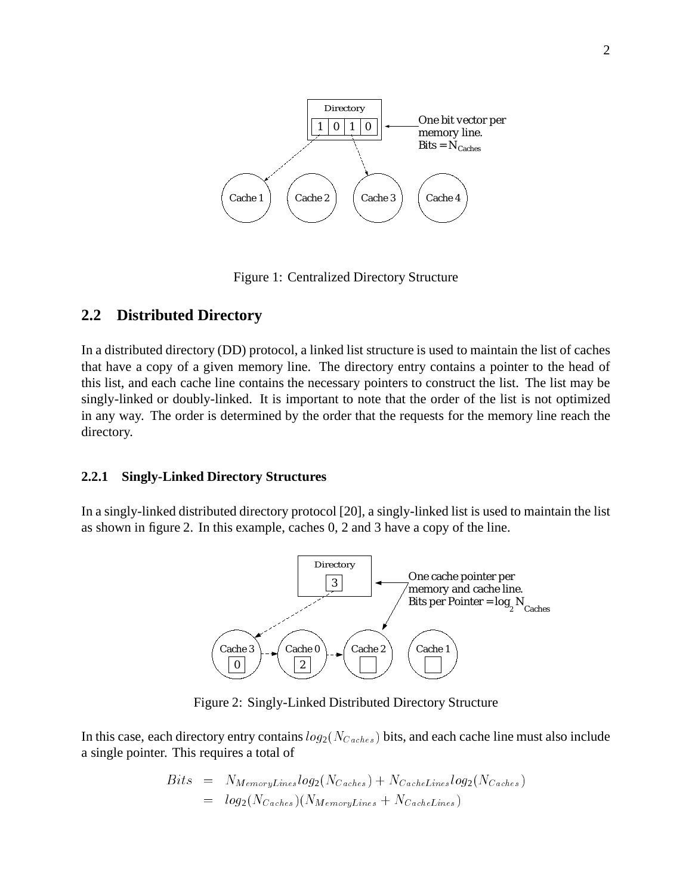Figure 1: Centralized Directory Structure

## 2.2 Distributed Directory

In a distributed directory (DD) protocol, a linked list structure is used to maintain the list of caches that have a copy of a given memory line. The directory entry contains a pointer to the head of this list, and each cache line contains the necessary pointers to construct the list. The list may be singly-linked or doubly-linked. It is important to note that the order of the list is not optimized in any way. The order is determined by the order that the requests for the memory line reach the directory.

### 2.2.1 Singly-Linked Directory Structures

In a singly-linked distributed directory protocol [20], a singly-linked list is used to maintain the list as shown in figure 2. In this example, caches 0, 2 and 3 have a copy of the line.

Figure 2: Singly-Linked Distributed Directory Structure

In this case, each directory entry contains $log_2(N_{Caches})$ bits, and each cache line must also include a single pointer. This requires a total of

$$
\begin{aligned}
Bits &= N_{MemoryLines} log_2(N_{Caches}) + N_{CacheLines} log_2(N_{Caches}) \\
&= log_2(N_{Caches})(N_{MemoryLines} + N_{CacheLines})
\end{aligned}
$$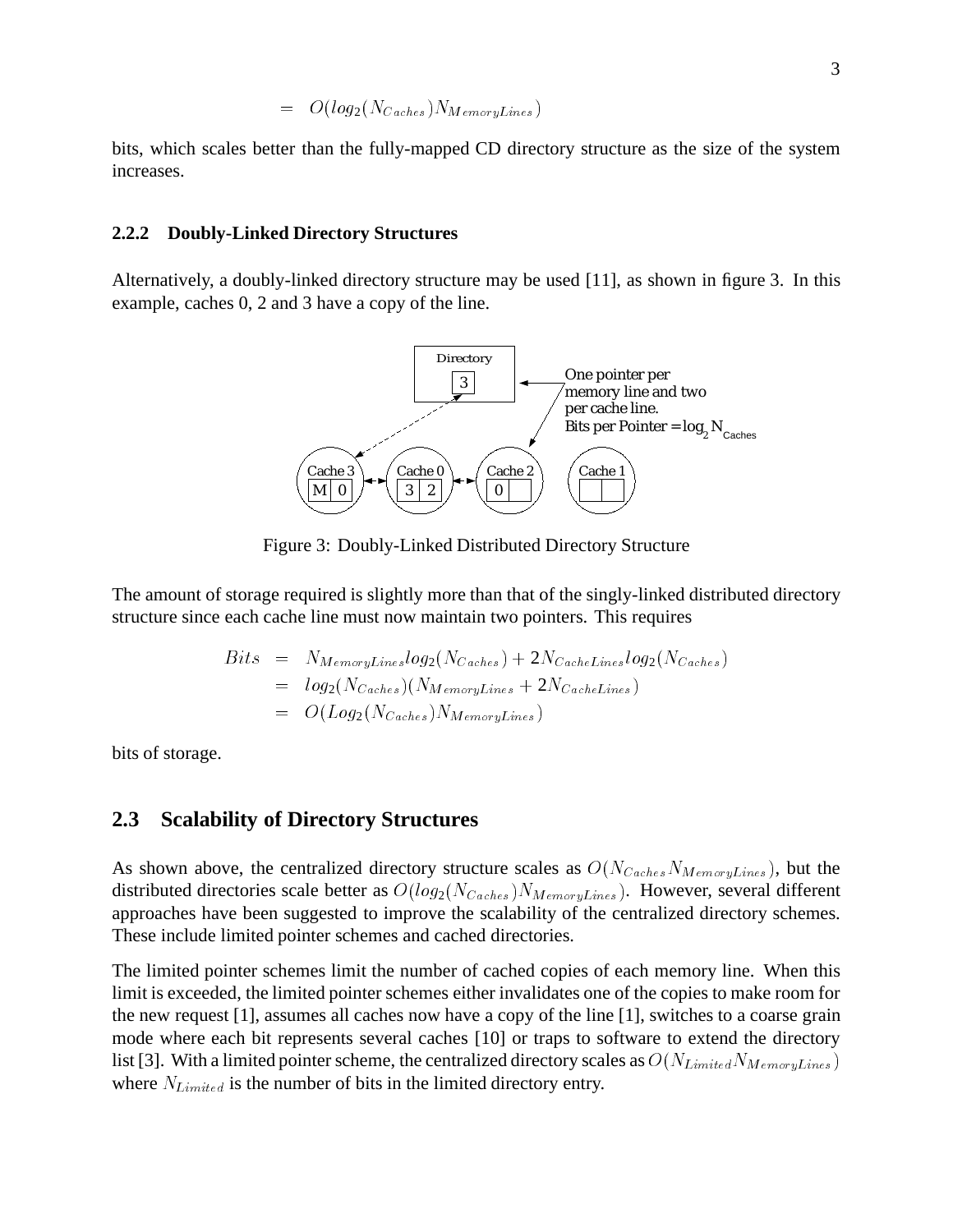$$= O(log_2(N_{Caches})N_{MemoryLines})$$

bits, which scales better than the fully-mapped CD directory structure as the size of the system increases.

### 2.2.2 Doubly-Linked Directory Structures

Alternatively, a doubly-linked directory structure may be used [11], as shown in figure 3. In this example, caches 0, 2 and 3 have a copy of the line.

Figure 3: Doubly-Linked Distributed Directory Structure

The amount of storage required is slightly more than that of the singly-linked distributed directory structure since each cache line must now maintain two pointers. This requires

$$\begin{aligned} Bits &= N_{MemoryLines}log_2(N_{Caches}) + 2N_{CacheLines}log_2(N_{Caches}) \\ &= log_2(N_{Caches})(N_{MemoryLines} + 2N_{CacheLines}) \\ &= O(Log_2(N_{Caches})N_{MemoryLines}) \end{aligned}$$

bits of storage.

## 2.3 Scalability of Directory Structures

As shown above, the centralized directory structure scales as $O(N_{Caches}N_{MemoryLines})$, but the distributed directories scale better as $O(log_2(N_{Caches})N_{MemoryLines})$. However, several different approaches have been suggested to improve the scalability of the centralized directory schemes. These include limited pointer schemes and cached directories.

The limited pointer schemes limit the number of cached copies of each memory line. When this limit is exceeded, the limited pointer schemes either invalidates one of the copies to make room for the new request [1], assumes all caches now have a copy of the line [1], switches to a coarse grain mode where each bit represents several caches [10] or traps to software to extend the directory list [3]. With a limited pointer scheme, the centralized directory scales as $O(N_{Limited}N_{MemoryLines})$ where $N_{Limited}$ is the number of bits in the limited directory entry.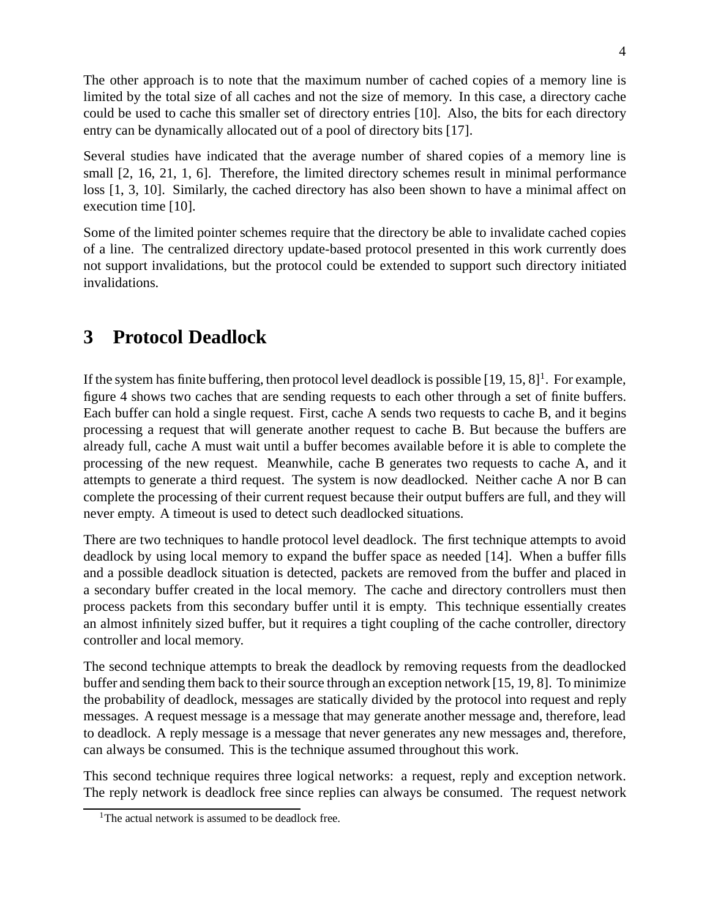The other approach is to note that the maximum number of cached copies of a memory line is limited by the total size of all caches and not the size of memory. In this case, a directory cache could be used to cache this smaller set of directory entries [10]. Also, the bits for each directory entry can be dynamically allocated out of a pool of directory bits [17].

Several studies have indicated that the average number of shared copies of a memory line is small [2, 16, 21, 1, 6]. Therefore, the limited directory schemes result in minimal performance loss [1, 3, 10]. Similarly, the cached directory has also been shown to have a minimal affect on execution time [10].

Some of the limited pointer schemes require that the directory be able to invalidate cached copies of a line. The centralized directory update-based protocol presented in this work currently does not support invalidations, but the protocol could be extended to support such directory initiated invalidations.

# 3 Protocol Deadlock

If the system has finite buffering, then protocol level deadlock is possible [19, 15, 8][1]. For example, figure 4 shows two caches that are sending requests to each other through a set of finite buffers. Each buffer can hold a single request. First, cache A sends two requests to cache B, and it begins processing a request that will generate another request to cache B. But because the buffers are already full, cache A must wait until a buffer becomes available before it is able to complete the processing of the new request. Meanwhile, cache B generates two requests to cache A, and it attempts to generate a third request. The system is now deadlocked. Neither cache A nor B can complete the processing of their current request because their output buffers are full, and they will never empty. A timeout is used to detect such deadlocked situations.

There are two techniques to handle protocol level deadlock. The first technique attempts to avoid deadlock by using local memory to expand the buffer space as needed [14]. When a buffer fills and a possible deadlock situation is detected, packets are removed from the buffer and placed in a secondary buffer created in the local memory. The cache and directory controllers must then process packets from this secondary buffer until it is empty. This technique essentially creates an almost infinitely sized buffer, but it requires a tight coupling of the cache controller, directory controller and local memory.

The second technique attempts to break the deadlock by removing requests from the deadlocked buffer and sending them back to their source through an exception network [15, 19, 8]. To minimize the probability of deadlock, messages are statically divided by the protocol into request and reply messages. A request message is a message that may generate another message and, therefore, lead to deadlock. A reply message is a message that never generates any new messages and, therefore, can always be consumed. This is the technique assumed throughout this work.

This second technique requires three logical networks: a request, reply and exception network. The reply network is deadlock free since replies can always be consumed. The request network

[1] The actual network is assumed to be deadlock free.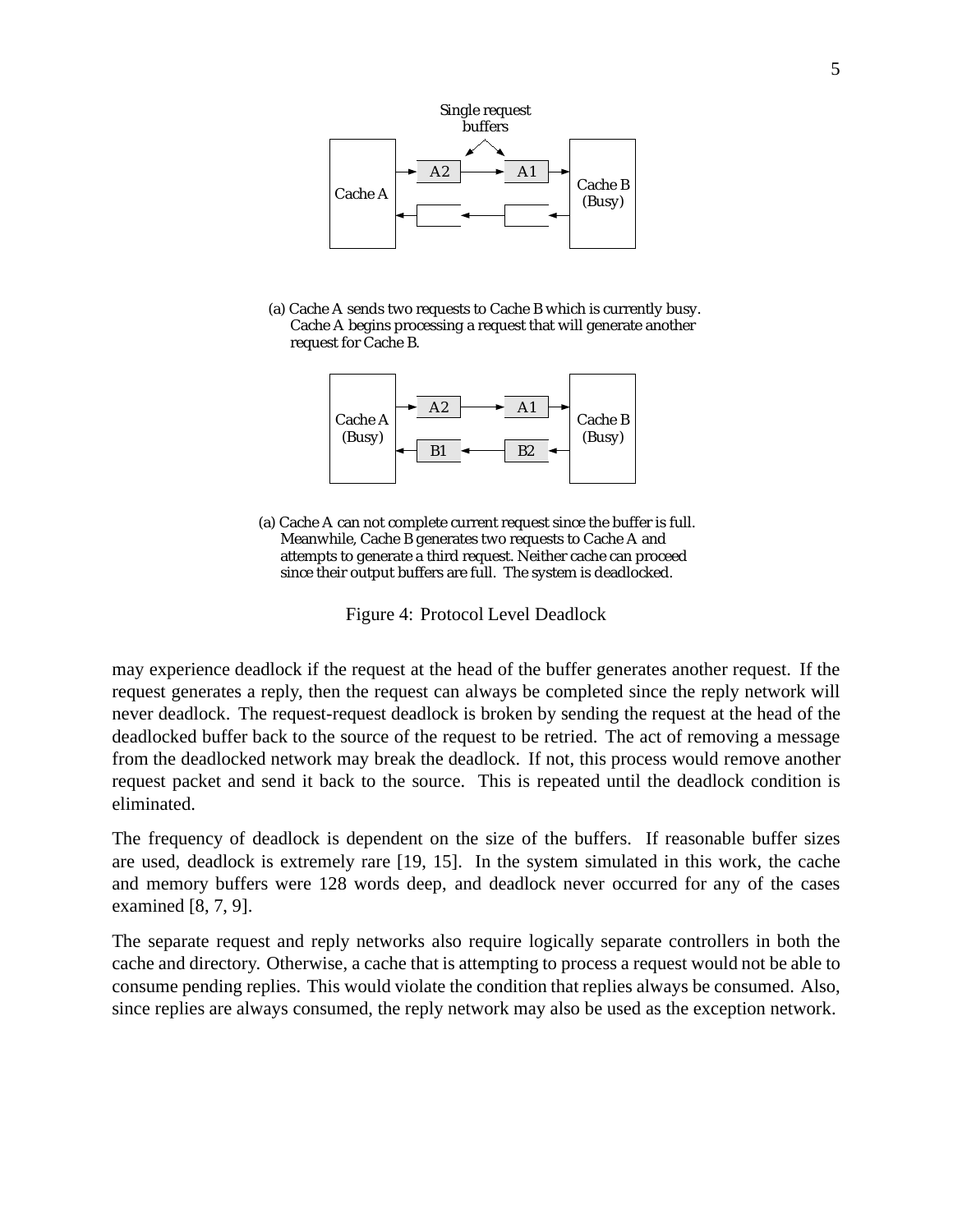Single request buffers

Cache A

A2

A1

Cache B (Busy)

(a) Cache A sends two requests to Cache B which is currently busy. Cache A begins processing a request that will generate another request for Cache B.

Cache A (Busy)

A2

A1

B1

B2

Cache B (Busy)

(a) Cache A can not complete current request since the buffer is full. Meanwhile, Cache B generates two requests to Cache A and attempts to generate a third request. Neither cache can proceed since their output buffers are full. The system is deadlocked.

Figure 4: Protocol Level Deadlock

may experience deadlock if the request at the head of the buffer generates another request. If the request generates a reply, then the request can always be completed since the reply network will never deadlock. The request-request deadlock is broken by sending the request at the head of the deadlocked buffer back to the source of the request to be retried. The act of removing a message from the deadlocked network may break the deadlock. If not, this process would remove another request packet and send it back to the source. This is repeated until the deadlock condition is eliminated.

The frequency of deadlock is dependent on the size of the buffers. If reasonable buffer sizes are used, deadlock is extremely rare [19, 15]. In the system simulated in this work, the cache and memory buffers were 128 words deep, and deadlock never occurred for any of the cases examined [8, 7, 9].

The separate request and reply networks also require logically separate controllers in both the cache and directory. Otherwise, a cache that is attempting to process a request would not be able to consume pending replies. This would violate the condition that replies always be consumed. Also, since replies are always consumed, the reply network may also be used as the exception network.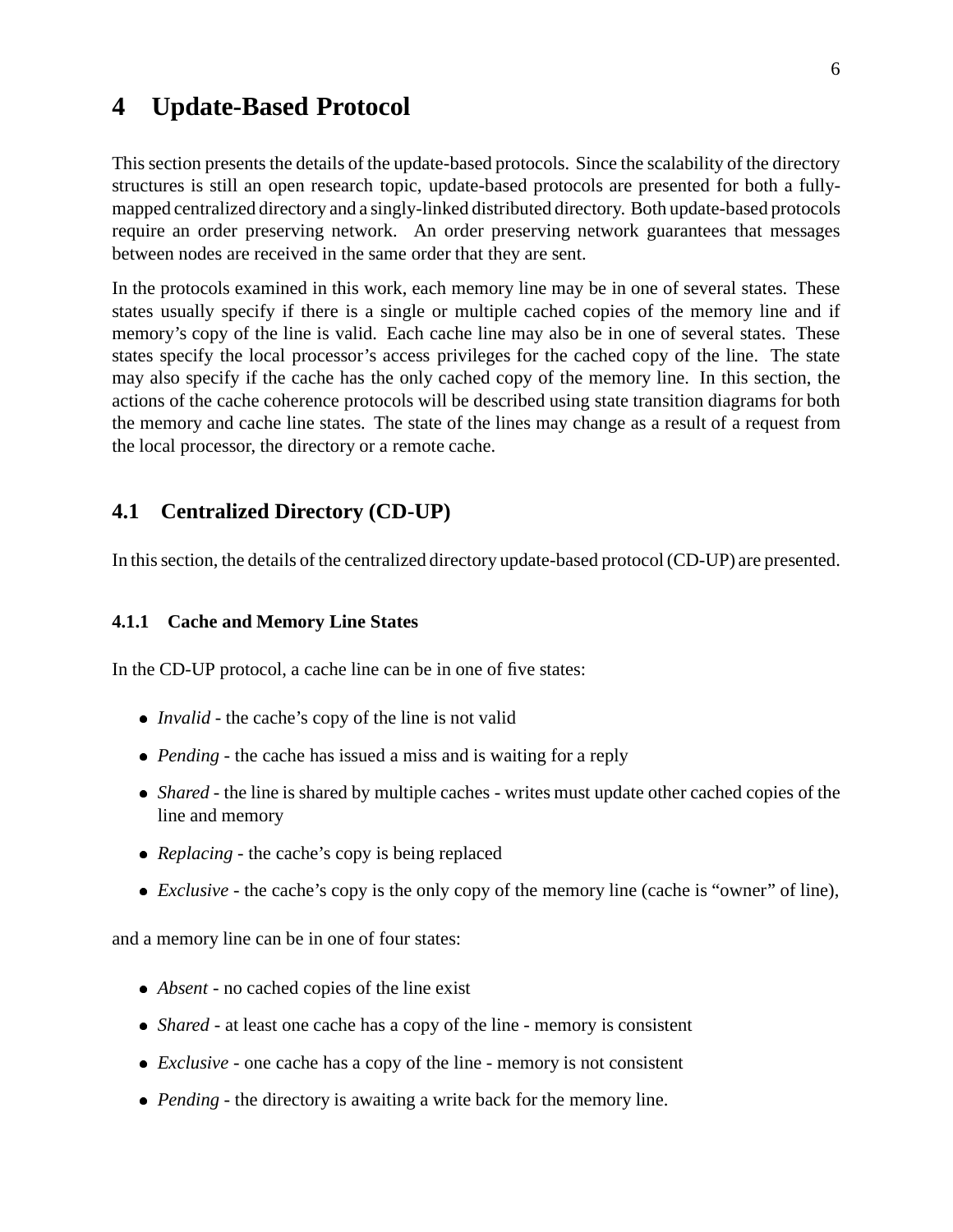# 4 Update-Based Protocol

This section presents the details of the update-based protocols. Since the scalability of the directory structures is still an open research topic, update-based protocols are presented for both a fully-mapped centralized directory and a singly-linked distributed directory. Both update-based protocols require an order preserving network. An order preserving network guarantees that messages between nodes are received in the same order that they are sent.

In the protocols examined in this work, each memory line may be in one of several states. These states usually specify if there is a single or multiple cached copies of the memory line and if memory's copy of the line is valid. Each cache line may also be in one of several states. These states specify the local processor's access privileges for the cached copy of the line. The state may also specify if the cache has the only cached copy of the memory line. In this section, the actions of the cache coherence protocols will be described using state transition diagrams for both the memory and cache line states. The state of the lines may change as a result of a request from the local processor, the directory or a remote cache.

## 4.1 Centralized Directory (CD-UP)

In this section, the details of the centralized directory update-based protocol (CD-UP) are presented.

### 4.1.1 Cache and Memory Line States

In the CD-UP protocol, a cache line can be in one of five states:

- *Invalid* - the cache's copy of the line is not valid
- *Pending* - the cache has issued a miss and is waiting for a reply
- *Shared* - the line is shared by multiple caches - writes must update other cached copies of the line and memory
- *Replacing* - the cache's copy is being replaced
- *Exclusive* - the cache's copy is the only copy of the memory line (cache is "owner" of line),

and a memory line can be in one of four states:

- *Absent* - no cached copies of the line exist
- *Shared* - at least one cache has a copy of the line - memory is consistent
- *Exclusive* - one cache has a copy of the line - memory is not consistent
- *Pending* - the directory is awaiting a write back for the memory line.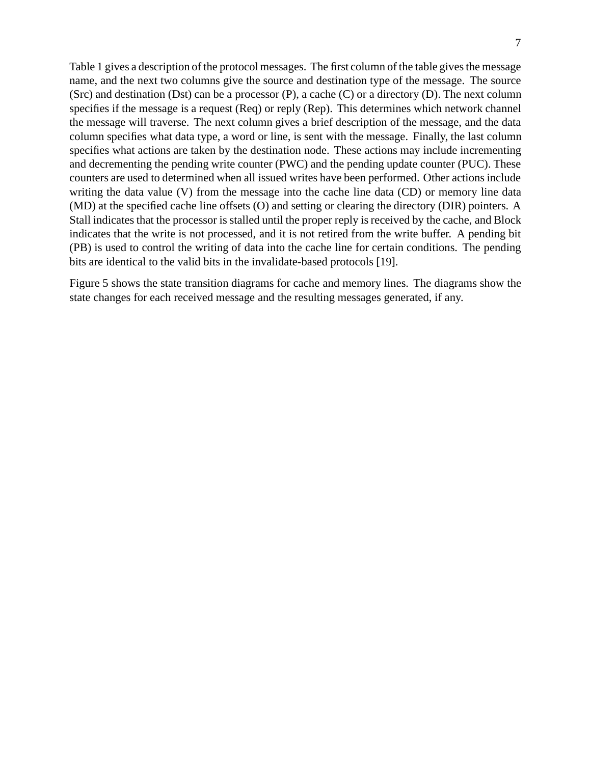Table 1 gives a description of the protocol messages. The first column of the table gives the message name, and the next two columns give the source and destination type of the message. The source (Src) and destination (Dst) can be a processor (P), a cache (C) or a directory (D). The next column specifies if the message is a request (Req) or reply (Rep). This determines which network channel the message will traverse. The next column gives a brief description of the message, and the data column specifies what data type, a word or line, is sent with the message. Finally, the last column specifies what actions are taken by the destination node. These actions may include incrementing and decrementing the pending write counter (PWC) and the pending update counter (PUC). These counters are used to determined when all issued writes have been performed. Other actions include writing the data value (V) from the message into the cache line data (CD) or memory line data (MD) at the specified cache line offsets (O) and setting or clearing the directory (DIR) pointers. A Stall indicates that the processor is stalled until the proper reply is received by the cache, and Block indicates that the write is not processed, and it is not retired from the write buffer. A pending bit (PB) is used to control the writing of data into the cache line for certain conditions. The pending bits are identical to the valid bits in the invalidate-based protocols [19].

Figure 5 shows the state transition diagrams for cache and memory lines. The diagrams show the state changes for each received message and the resulting messages generated, if any.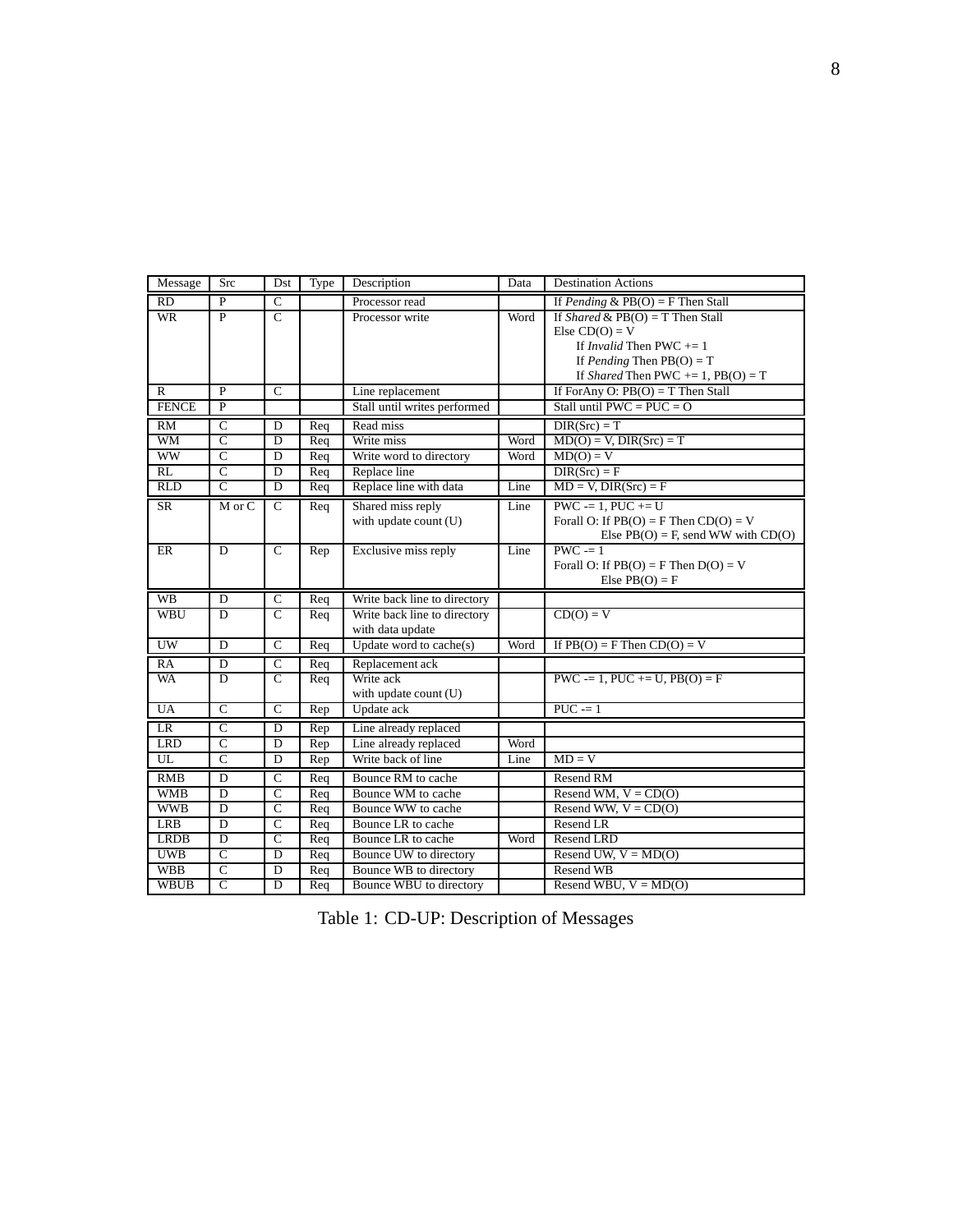| Message | Src | Dst | Type | Description | Data | Destination Actions |
|---|---|---|---|---|---|---|
| RD | P | C | | Processor read | | If *Pending* & PB(O) = F Then Stall |
| WR | P | C | | Processor write | Word | If *Shared* & PB(O) = T Then Stall<br>Else CD(O) = V<br>If *Invalid* Then PWC += 1<br>If *Pending* Then PB(O) = T<br>If *Shared* Then PWC += 1, PB(O) = T |
| R | P | C | | Line replacement | | If ForAny O: PB(O) = T Then Stall |
| FENCE | P | | | Stall until writes performed | | Stall until PWC = PUC = O |
| RM | C | D | Req | Read miss | | DIR(Src) = T |
| WM | C | D | Req | Write miss | Word | MD(O) = V, DIR(Src) = T |
| WW | C | D | Req | Write word to directory | Word | MD(O) = V |
| RL | C | D | Req | Replace line | | DIR(Src) = F |
| RLD | C | D | Req | Replace line with data | Line | MD = V, DIR(Src) = F |
| SR | M or C | C | Req | Shared miss reply<br>with update count (U) | Line | PWC -= 1, PUC += U<br>Forall O: If PB(O) = F Then CD(O) = V<br>Else PB(O) = F, send WW with CD(O) |
| ER | D | C | Rep | Exclusive miss reply | Line | PWC -= 1<br>Forall O: If PB(O) = F Then D(O) = V<br>Else PB(O) = F |
| WB | D | C | Req | Write back line to directory | | |
| WBU | D | C | Req | Write back line to directory<br>with data update | | CD(O) = V |
| UW | D | C | Req | Update word to cache(s) | Word | If PB(O) = F Then CD(O) = V |
| RA | D | C | Req | Replacement ack | | |
| WA | D | C | Req | Write ack<br>with update count (U) | | PWC -= 1, PUC += U, PB(O) = F |
| UA | C | C | Rep | Update ack | | PUC -= 1 |
| LR | C | D | Rep | Line already replaced | | |
| LRD | C | D | Rep | Line already replaced | Word | |
| UL | C | D | Rep | Write back of line | Line | MD = V |
| RMB | D | C | Req | Bounce RM to cache | | Resend RM |
| WMB | D | C | Req | Bounce WM to cache | | Resend WM, V = CD(O) |
| WWB | D | C | Req | Bounce WW to cache | | Resend WW, V = CD(O) |
| LRB | D | C | Req | Bounce LR to cache | | Resend LR |
| LRDB | D | C | Req | Bounce LR to cache | Word | Resend LRD |
| UWB | C | D | Req | Bounce UW to directory | | Resend UW, V = MD(O) |
| WBB | C | D | Req | Bounce WB to directory | | Resend WB |
| WBUB | C | D | Req | Bounce WBU to directory | | Resend WBU, V = MD(O) |

Table 1: CD-UP: Description of Messages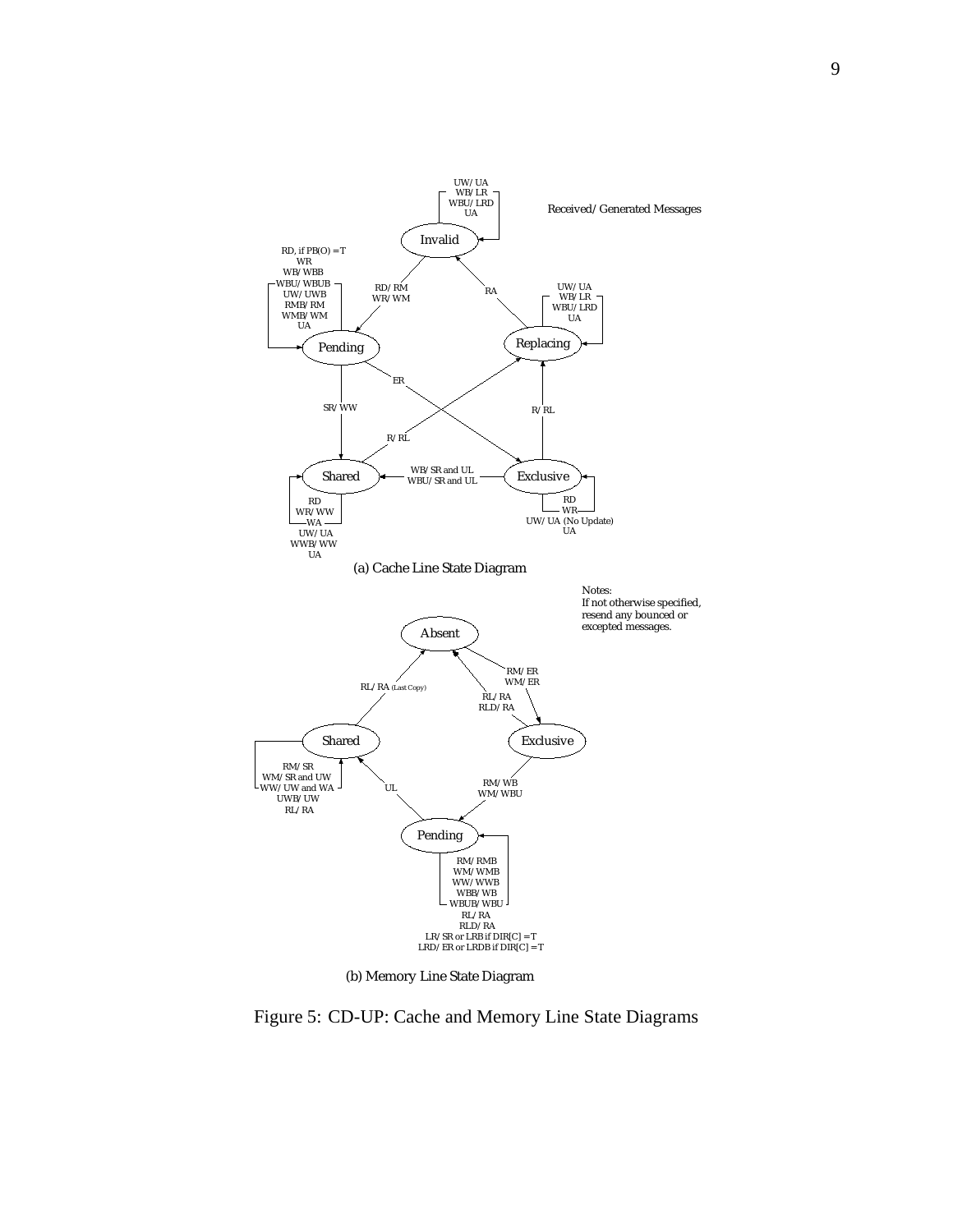Received/Generated Messages

(a) Cache Line State Diagram

Notes:
If not otherwise specified, resend any bounced or excepted messages.

(b) Memory Line State Diagram

Figure 5: CD-UP: Cache and Memory Line State Diagrams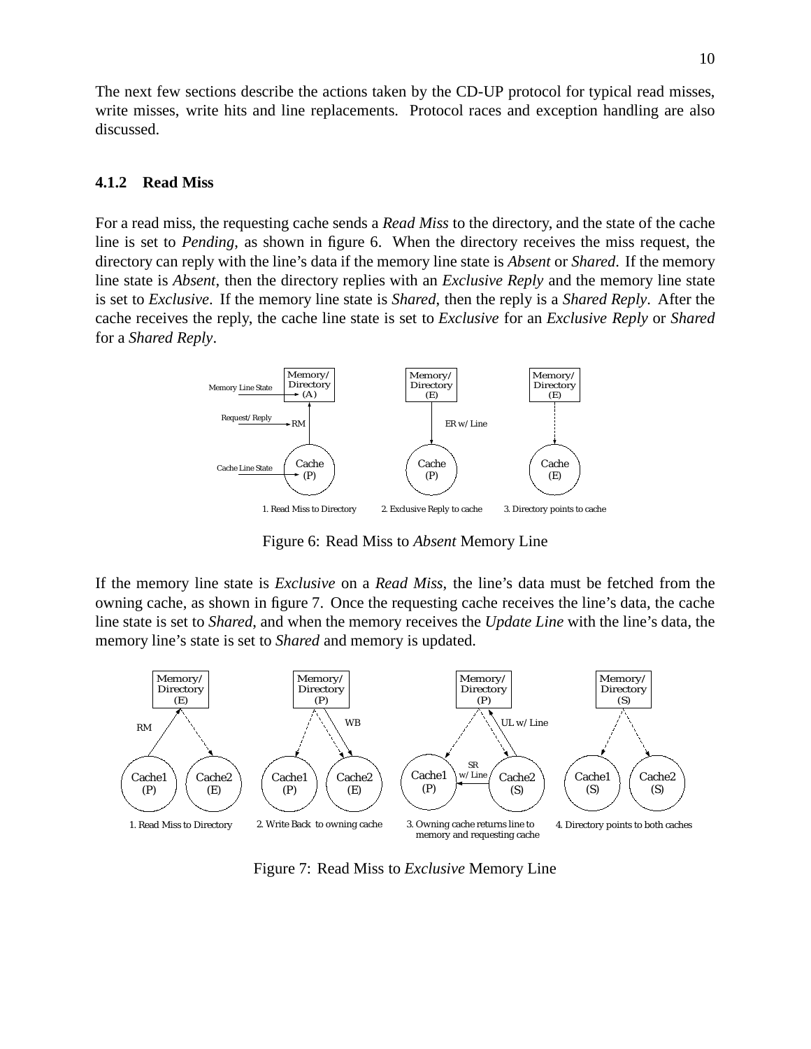The next few sections describe the actions taken by the CD-UP protocol for typical read misses, write misses, write hits and line replacements. Protocol races and exception handling are also discussed.

### 4.1.2 Read Miss

For a read miss, the requesting cache sends a *Read Miss* to the directory, and the state of the cache line is set to *Pending*, as shown in figure 6. When the directory receives the miss request, the directory can reply with the line's data if the memory line state is *Absent* or *Shared*. If the memory line state is *Absent*, then the directory replies with an *Exclusive Reply* and the memory line state is set to *Exclusive*. If the memory line state is *Shared*, then the reply is a *Shared Reply*. After the cache receives the reply, the cache line state is set to *Exclusive* for an *Exclusive Reply* or *Shared* for a *Shared Reply*.

Figure 6: Read Miss to *Absent* Memory Line

If the memory line state is *Exclusive* on a *Read Miss*, the line's data must be fetched from the owning cache, as shown in figure 7. Once the requesting cache receives the line's data, the cache line state is set to *Shared*, and when the memory receives the *Update Line* with the line's data, the memory line's state is set to *Shared* and memory is updated.

Figure 7: Read Miss to *Exclusive* Memory Line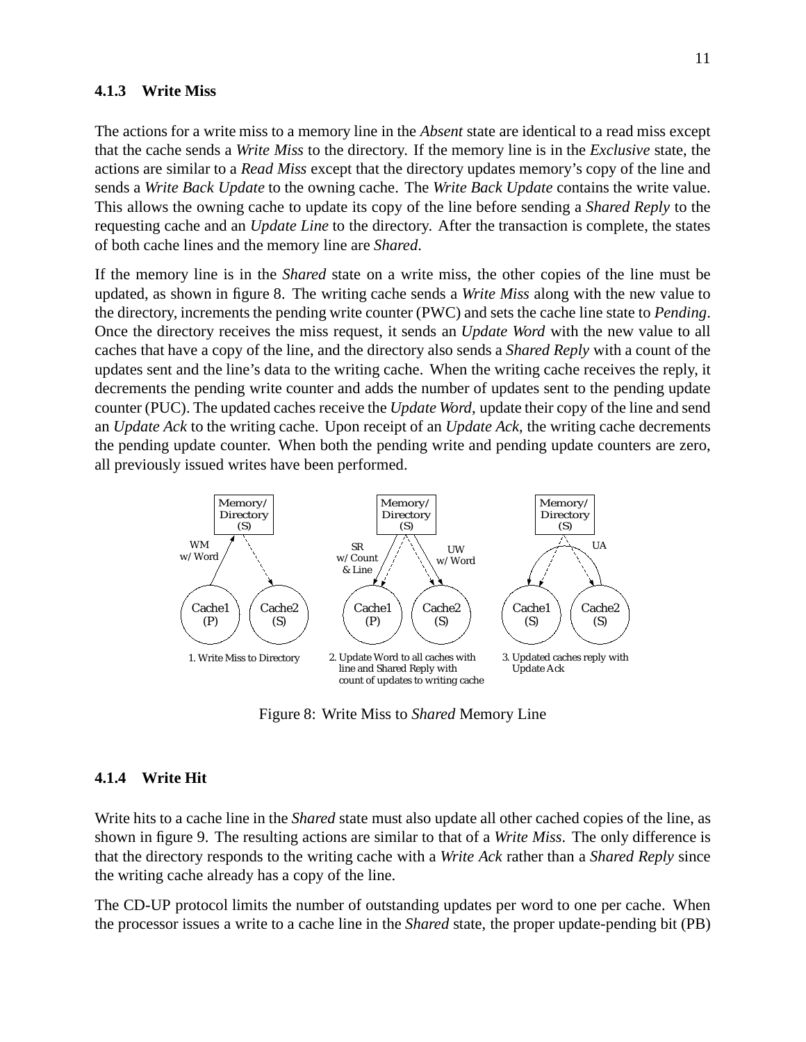### 4.1.3 Write Miss

The actions for a write miss to a memory line in the *Absent* state are identical to a read miss except that the cache sends a *Write Miss* to the directory. If the memory line is in the *Exclusive* state, the actions are similar to a *Read Miss* except that the directory updates memory's copy of the line and sends a *Write Back Update* to the owning cache. The *Write Back Update* contains the write value. This allows the owning cache to update its copy of the line before sending a *Shared Reply* to the requesting cache and an *Update Line* to the directory. After the transaction is complete, the states of both cache lines and the memory line are *Shared*.

If the memory line is in the *Shared* state on a write miss, the other copies of the line must be updated, as shown in figure 8. The writing cache sends a *Write Miss* along with the new value to the directory, increments the pending write counter (PWC) and sets the cache line state to *Pending*. Once the directory receives the miss request, it sends an *Update Word* with the new value to all caches that have a copy of the line, and the directory also sends a *Shared Reply* with a count of the updates sent and the line's data to the writing cache. When the writing cache receives the reply, it decrements the pending write counter and adds the number of updates sent to the pending update counter (PUC). The updated caches receive the *Update Word*, update their copy of the line and send an *Update Ack* to the writing cache. Upon receipt of an *Update Ack*, the writing cache decrements the pending update counter. When both the pending write and pending update counters are zero, all previously issued writes have been performed.

Memory/ Directory (S) — WM w/Word — Cache1 (P), Cache2 (S)
1. Write Miss to Directory

Memory/ Directory (S) — SR w/Count & Line, UW w/Word — Cache1 (P), Cache2 (S)
2. Update Word to all caches with line and Shared Reply with count of updates to writing cache

Memory/ Directory (S) — UA — Cache1 (S), Cache2 (S)
3. Updated caches reply with Update Ack

Figure 8: Write Miss to *Shared* Memory Line

### 4.1.4 Write Hit

Write hits to a cache line in the *Shared* state must also update all other cached copies of the line, as shown in figure 9. The resulting actions are similar to that of a *Write Miss*. The only difference is that the directory responds to the writing cache with a *Write Ack* rather than a *Shared Reply* since the writing cache already has a copy of the line.

The CD-UP protocol limits the number of outstanding updates per word to one per cache. When the processor issues a write to a cache line in the *Shared* state, the proper update-pending bit (PB)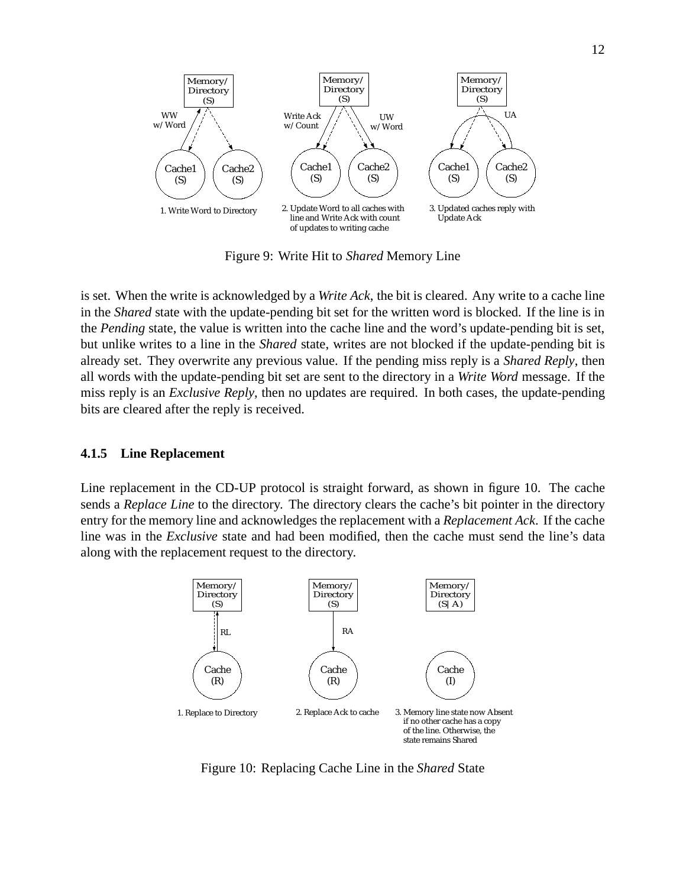Figure 9: Write Hit to *Shared* Memory Line

is set. When the write is acknowledged by a *Write Ack*, the bit is cleared. Any write to a cache line in the *Shared* state with the update-pending bit set for the written word is blocked. If the line is in the *Pending* state, the value is written into the cache line and the word's update-pending bit is set, but unlike writes to a line in the *Shared* state, writes are not blocked if the update-pending bit is already set. They overwrite any previous value. If the pending miss reply is a *Shared Reply*, then all words with the update-pending bit set are sent to the directory in a *Write Word* message. If the miss reply is an *Exclusive Reply*, then no updates are required. In both cases, the update-pending bits are cleared after the reply is received.

#### 4.1.5 Line Replacement

Line replacement in the CD-UP protocol is straight forward, as shown in figure 10. The cache sends a *Replace Line* to the directory. The directory clears the cache's bit pointer in the directory entry for the memory line and acknowledges the replacement with a *Replacement Ack*. If the cache line was in the *Exclusive* state and had been modified, then the cache must send the line's data along with the replacement request to the directory.

Figure 10: Replacing Cache Line in the *Shared* State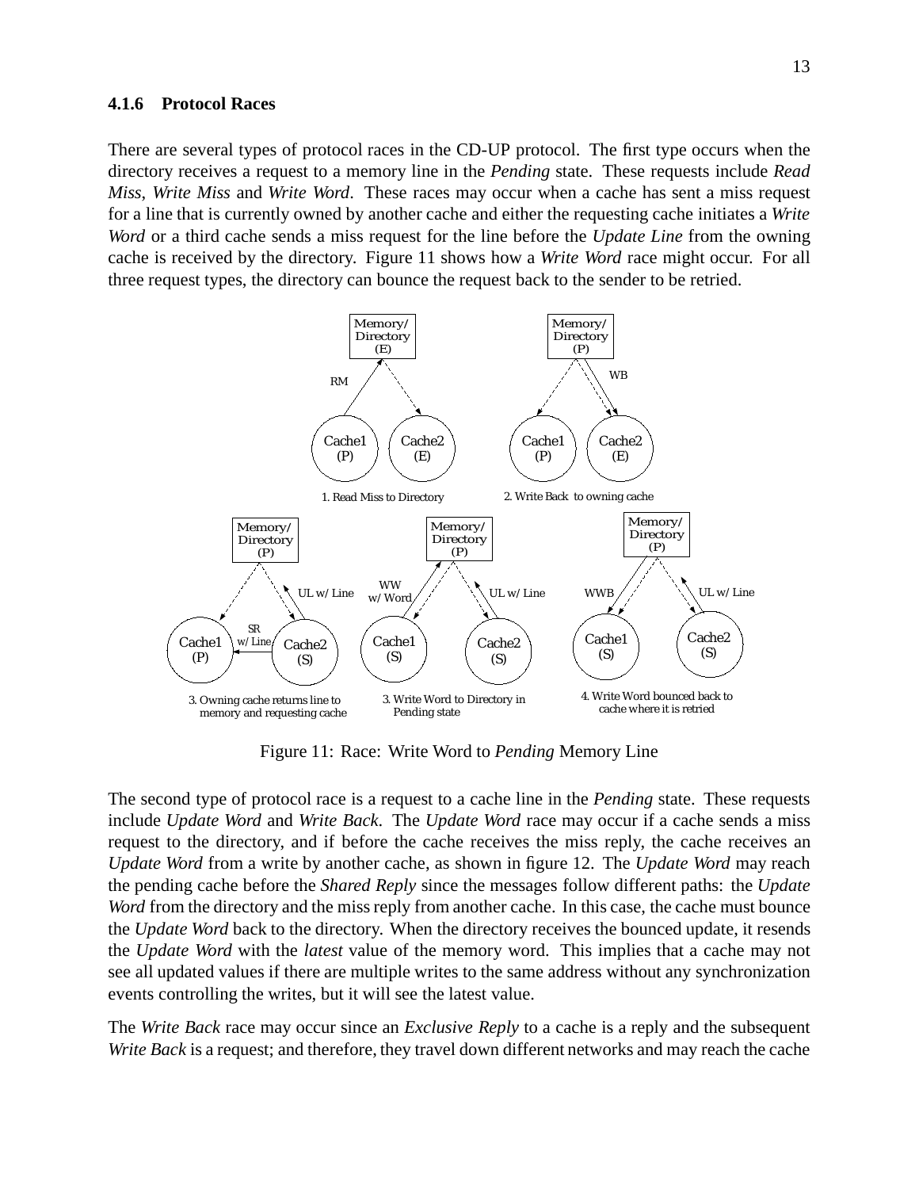#### 4.1.6 Protocol Races

There are several types of protocol races in the CD-UP protocol. The first type occurs when the directory receives a request to a memory line in the *Pending* state. These requests include *Read Miss*, *Write Miss* and *Write Word*. These races may occur when a cache has sent a miss request for a line that is currently owned by another cache and either the requesting cache initiates a *Write Word* or a third cache sends a miss request for the line before the *Update Line* from the owning cache is received by the directory. Figure 11 shows how a *Write Word* race might occur. For all three request types, the directory can bounce the request back to the sender to be retried.

Figure 11: Race: Write Word to *Pending* Memory Line

The second type of protocol race is a request to a cache line in the *Pending* state. These requests include *Update Word* and *Write Back*. The *Update Word* race may occur if a cache sends a miss request to the directory, and if before the cache receives the miss reply, the cache receives an *Update Word* from a write by another cache, as shown in figure 12. The *Update Word* may reach the pending cache before the *Shared Reply* since the messages follow different paths: the *Update Word* from the directory and the miss reply from another cache. In this case, the cache must bounce the *Update Word* back to the directory. When the directory receives the bounced update, it resends the *Update Word* with the *latest* value of the memory word. This implies that a cache may not see all updated values if there are multiple writes to the same address without any synchronization events controlling the writes, but it will see the latest value.

The *Write Back* race may occur since an *Exclusive Reply* to a cache is a reply and the subsequent *Write Back* is a request; and therefore, they travel down different networks and may reach the cache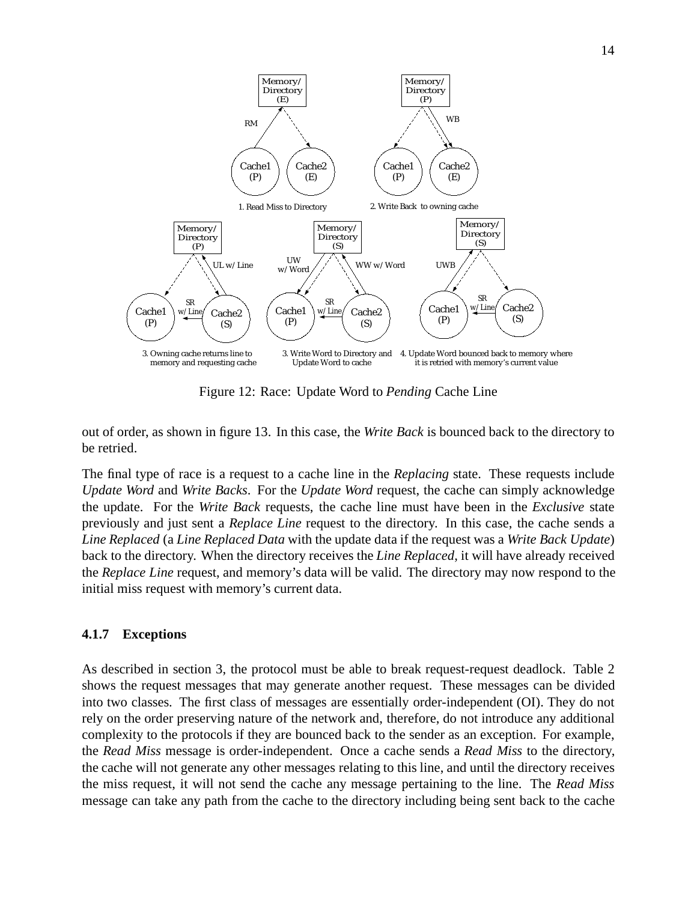Figure 12: Race: Update Word to *Pending* Cache Line

out of order, as shown in figure 13. In this case, the *Write Back* is bounced back to the directory to be retried.

The final type of race is a request to a cache line in the *Replacing* state. These requests include *Update Word* and *Write Backs*. For the *Update Word* request, the cache can simply acknowledge the update. For the *Write Back* requests, the cache line must have been in the *Exclusive* state previously and just sent a *Replace Line* request to the directory. In this case, the cache sends a *Line Replaced* (a *Line Replaced Data* with the update data if the request was a *Write Back Update*) back to the directory. When the directory receives the *Line Replaced*, it will have already received the *Replace Line* request, and memory's data will be valid. The directory may now respond to the initial miss request with memory's current data.

### 4.1.7 Exceptions

As described in section 3, the protocol must be able to break request-request deadlock. Table 2 shows the request messages that may generate another request. These messages can be divided into two classes. The first class of messages are essentially order-independent (OI). They do not rely on the order preserving nature of the network and, therefore, do not introduce any additional complexity to the protocols if they are bounced back to the sender as an exception. For example, the *Read Miss* message is order-independent. Once a cache sends a *Read Miss* to the directory, the cache will not generate any other messages relating to this line, and until the directory receives the miss request, it will not send the cache any message pertaining to the line. The *Read Miss* message can take any path from the cache to the directory including being sent back to the cache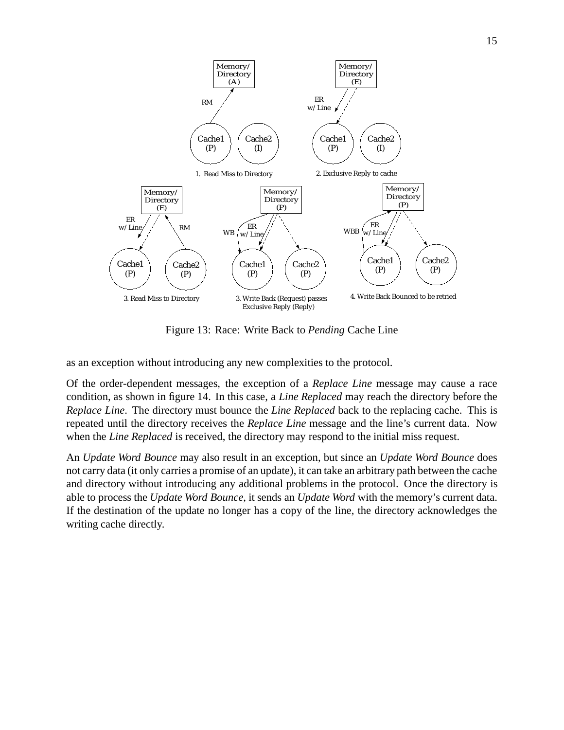Figure 13: Race: Write Back to *Pending* Cache Line

as an exception without introducing any new complexities to the protocol.

Of the order-dependent messages, the exception of a *Replace Line* message may cause a race condition, as shown in figure 14. In this case, a *Line Replaced* may reach the directory before the *Replace Line*. The directory must bounce the *Line Replaced* back to the replacing cache. This is repeated until the directory receives the *Replace Line* message and the line's current data. Now when the *Line Replaced* is received, the directory may respond to the initial miss request.

An *Update Word Bounce* may also result in an exception, but since an *Update Word Bounce* does not carry data (it only carries a promise of an update), it can take an arbitrary path between the cache and directory without introducing any additional problems in the protocol. Once the directory is able to process the *Update Word Bounce*, it sends an *Update Word* with the memory's current data. If the destination of the update no longer has a copy of the line, the directory acknowledges the writing cache directly.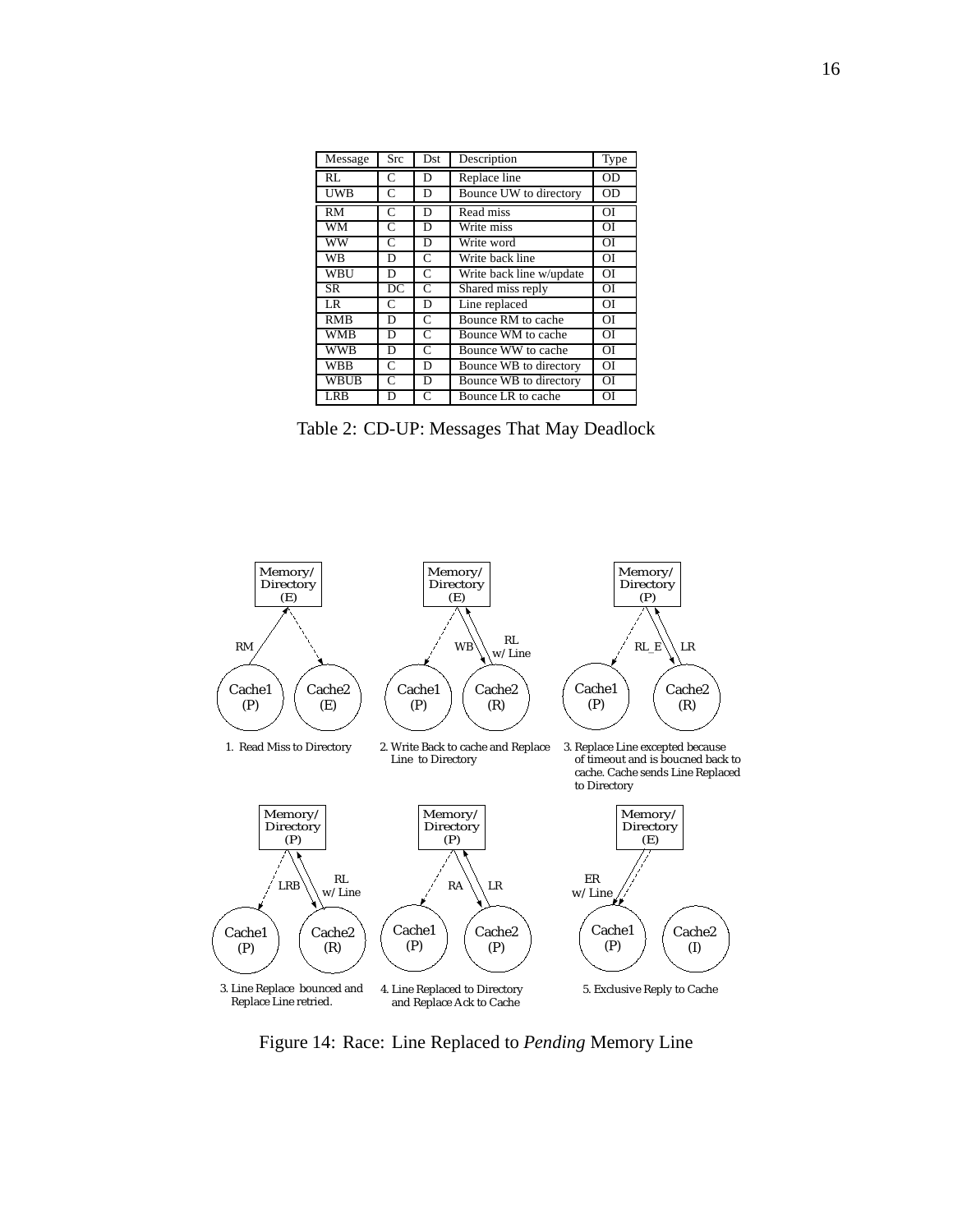| Message | Src | Dst | Description | Type |
|---|---|---|---|---|
| RL | C | D | Replace line | OD |
| UWB | C | D | Bounce UW to directory | OD |
| RM | C | D | Read miss | OI |
| WM | C | D | Write miss | OI |
| WW | C | D | Write word | OI |
| WB | D | C | Write back line | OI |
| WBU | D | C | Write back line w/update | OI |
| SR | DC | C | Shared miss reply | OI |
| LR | C | D | Line replaced | OI |
| RMB | D | C | Bounce RM to cache | OI |
| WMB | D | C | Bounce WM to cache | OI |
| WWB | D | C | Bounce WW to cache | OI |
| WBB | C | D | Bounce WB to directory | OI |
| WBUB | C | D | Bounce WB to directory | OI |
| LRB | D | C | Bounce LR to cache | OI |

Table 2: CD-UP: Messages That May Deadlock

1. Read Miss to Directory

2. Write Back to cache and Replace Line to Directory

3. Replace Line excepted because of timeout and is boucned back to cache. Cache sends Line Replaced to Directory

3. Line Replace bounced and Replace Line retried.

4. Line Replaced to Directory and Replace Ack to Cache

5. Exclusive Reply to Cache

Figure 14: Race: Line Replaced to *Pending* Memory Line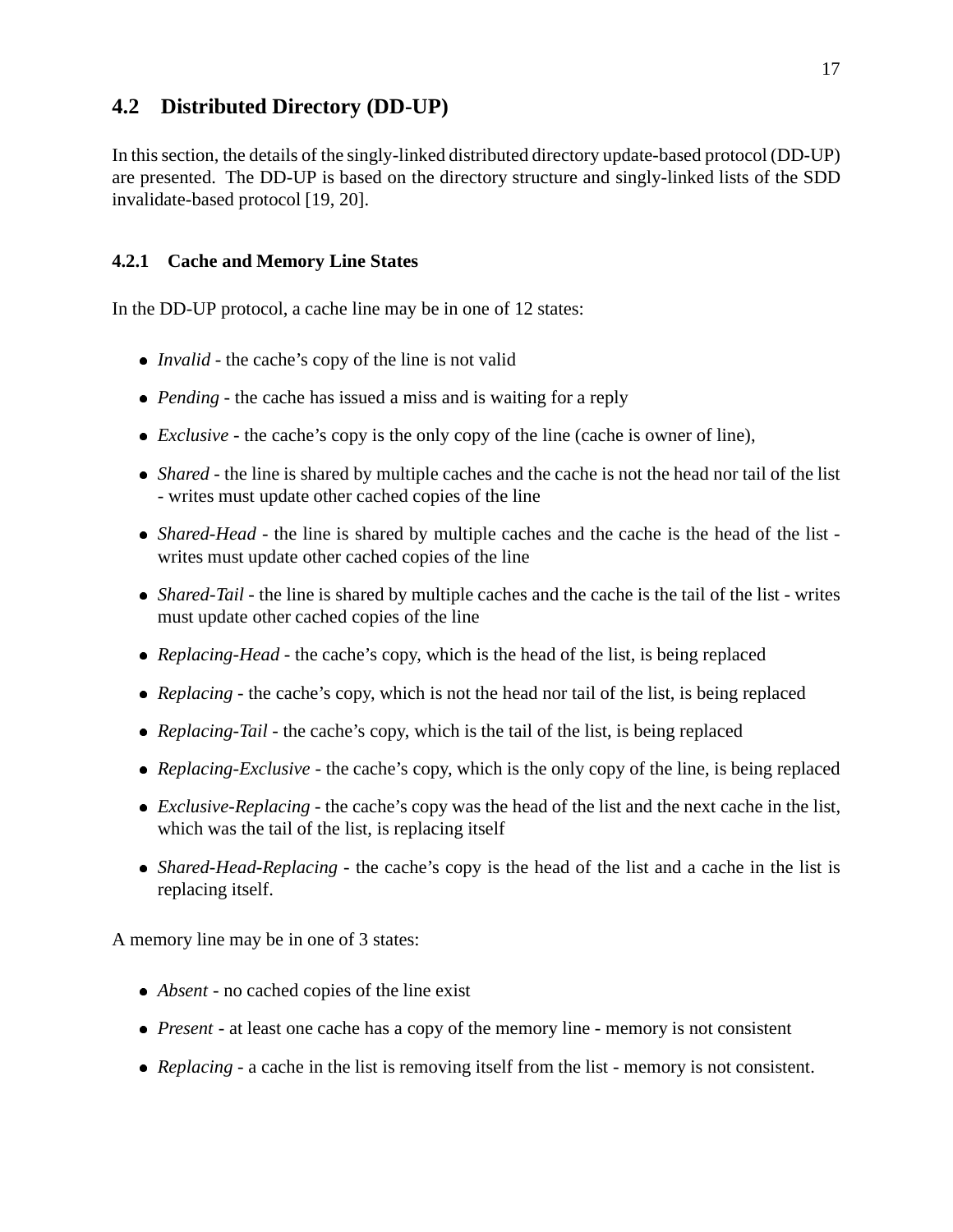## 4.2 Distributed Directory (DD-UP)

In this section, the details of the singly-linked distributed directory update-based protocol (DD-UP) are presented. The DD-UP is based on the directory structure and singly-linked lists of the SDD invalidate-based protocol [19, 20].

### 4.2.1 Cache and Memory Line States

In the DD-UP protocol, a cache line may be in one of 12 states:

- *Invalid* - the cache's copy of the line is not valid
- *Pending* - the cache has issued a miss and is waiting for a reply
- *Exclusive* - the cache's copy is the only copy of the line (cache is owner of line),
- *Shared* - the line is shared by multiple caches and the cache is not the head nor tail of the list - writes must update other cached copies of the line
- *Shared-Head* - the line is shared by multiple caches and the cache is the head of the list - writes must update other cached copies of the line
- *Shared-Tail* - the line is shared by multiple caches and the cache is the tail of the list - writes must update other cached copies of the line
- *Replacing-Head* - the cache's copy, which is the head of the list, is being replaced
- *Replacing* - the cache's copy, which is not the head nor tail of the list, is being replaced
- *Replacing-Tail* - the cache's copy, which is the tail of the list, is being replaced
- *Replacing-Exclusive* - the cache's copy, which is the only copy of the line, is being replaced
- *Exclusive-Replacing* - the cache's copy was the head of the list and the next cache in the list, which was the tail of the list, is replacing itself
- *Shared-Head-Replacing* - the cache's copy is the head of the list and a cache in the list is replacing itself.

A memory line may be in one of 3 states:

- *Absent* - no cached copies of the line exist
- *Present* - at least one cache has a copy of the memory line - memory is not consistent
- *Replacing* - a cache in the list is removing itself from the list - memory is not consistent.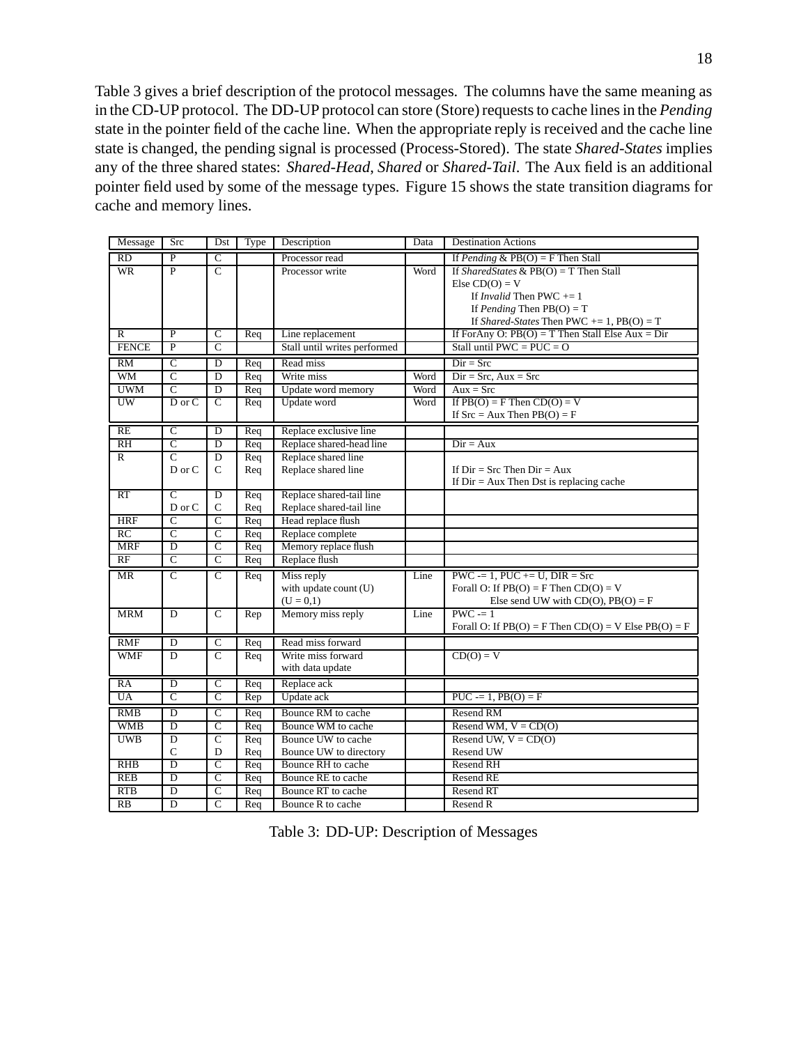Table 3 gives a brief description of the protocol messages. The columns have the same meaning as in the CD-UP protocol. The DD-UP protocol can store (Store) requests to cache lines in the *Pending* state in the pointer field of the cache line. When the appropriate reply is received and the cache line state is changed, the pending signal is processed (Process-Stored). The state *Shared-States* implies any of the three shared states: *Shared-Head*, *Shared* or *Shared-Tail*. The Aux field is an additional pointer field used by some of the message types. Figure 15 shows the state transition diagrams for cache and memory lines.

| Message | Src | Dst | Type | Description | Data | Destination Actions |
|---|---|---|---|---|---|---|
| RD | P | C | | Processor read | | If *Pending* & PB(O) = F Then Stall |
| WR | P | C | | Processor write | Word | If *SharedStates* & PB(O) = T Then Stall<br>Else CD(O) = V<br>If *Invalid* Then PWC += 1<br>If *Pending* Then PB(O) = T<br>If *Shared-States* Then PWC += 1, PB(O) = T |
| R | P | C | Req | Line replacement | | If ForAny O: PB(O) = T Then Stall Else Aux = Dir |
| FENCE | P | C | | Stall until writes performed | | Stall until PWC = PUC = O |
| RM | C | D | Req | Read miss | | Dir = Src |
| WM | C | D | Req | Write miss | Word | Dir = Src, Aux = Src |
| UWM | C | D | Req | Update word memory | Word | Aux = Src |
| UW | D or C | C | Req | Update word | Word | If PB(O) = F Then CD(O) = V<br>If Src = Aux Then PB(O) = F |
| RE | C | D | Req | Replace exclusive line | | |
| RH | C | D | Req | Replace shared-head line | | Dir = Aux |
| R | C<br>D or C | D<br>C | Req<br>Req | Replace shared line<br>Replace shared line | | <br>If Dir = Src Then Dir = Aux<br>If Dir = Aux Then Dst is replacing cache |
| RT | C<br>D or C | D<br>C | Req<br>Req | Replace shared-tail line<br>Replace shared-tail line | | |
| HRF | C | C | Req | Head replace flush | | |
| RC | C | C | Req | Replace complete | | |
| MRF | D | C | Req | Memory replace flush | | |
| RF | C | C | Req | Replace flush | | |
| MR | C | C | Req | Miss reply<br>with update count (U)<br>(U = 0,1) | Line | PWC -= 1, PUC += U, DIR = Src<br>Forall O: If PB(O) = F Then CD(O) = V<br>Else send UW with CD(O), PB(O) = F |
| MRM | D | C | Rep | Memory miss reply | Line | PWC -= 1<br>Forall O: If PB(O) = F Then CD(O) = V Else PB(O) = F |
| RMF | D | C | Req | Read miss forward | | |
| WMF | D | C | Req | Write miss forward<br>with data update | | CD(O) = V |
| RA | D | C | Req | Replace ack | | |
| UA | C | C | Rep | Update ack | | PUC -= 1, PB(O) = F |
| RMB | D | C | Req | Bounce RM to cache | | Resend RM |
| WMB | D | C | Req | Bounce WM to cache | | Resend WM, V = CD(O) |
| UWB | D<br>C | C<br>D | Req<br>Req | Bounce UW to cache<br>Bounce UW to directory | | Resend UW, V = CD(O)<br>Resend UW |
| RHB | D | C | Req | Bounce RH to cache | | Resend RH |
| REB | D | C | Req | Bounce RE to cache | | Resend RE |
| RTB | D | C | Req | Bounce RT to cache | | Resend RT |
| RB | D | C | Req | Bounce R to cache | | Resend R |

Table 3: DD-UP: Description of Messages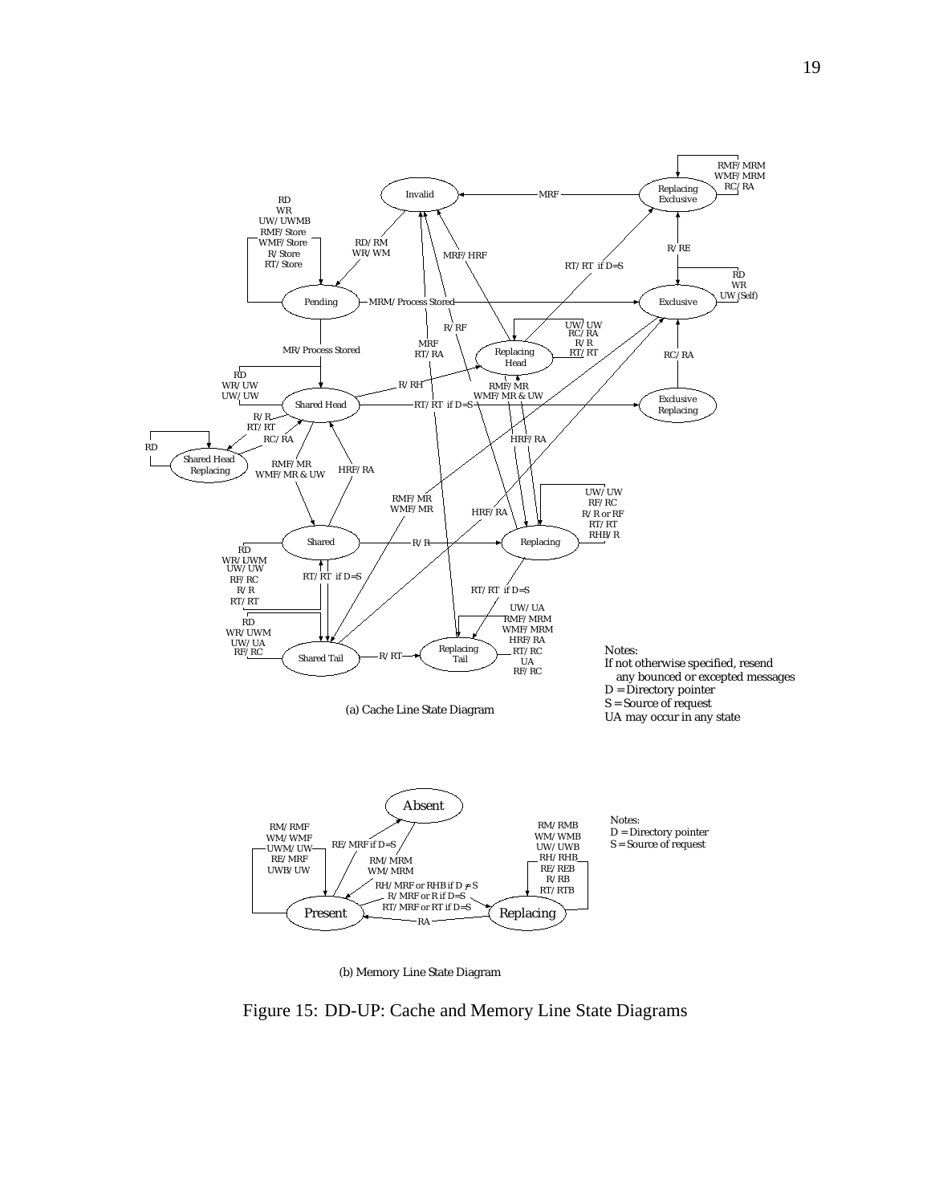(a) Cache Line State Diagram

(b) Memory Line State Diagram

Figure 15: DD-UP: Cache and Memory Line State Diagrams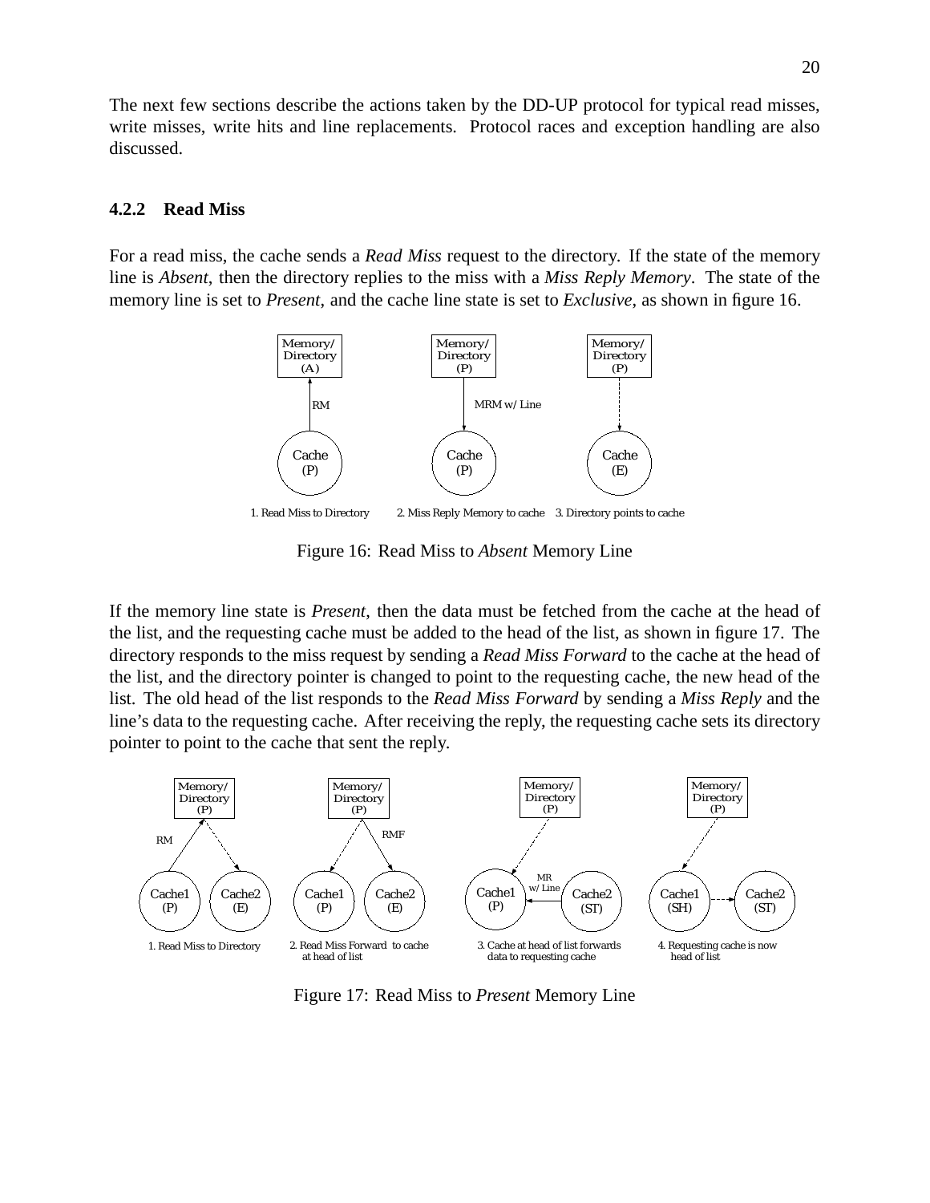The next few sections describe the actions taken by the DD-UP protocol for typical read misses, write misses, write hits and line replacements. Protocol races and exception handling are also discussed.

### 4.2.2 Read Miss

For a read miss, the cache sends a *Read Miss* request to the directory. If the state of the memory line is *Absent*, then the directory replies to the miss with a *Miss Reply Memory*. The state of the memory line is set to *Present*, and the cache line state is set to *Exclusive*, as shown in figure 16.

Figure 16: Read Miss to *Absent* Memory Line

If the memory line state is *Present*, then the data must be fetched from the cache at the head of the list, and the requesting cache must be added to the head of the list, as shown in figure 17. The directory responds to the miss request by sending a *Read Miss Forward* to the cache at the head of the list, and the directory pointer is changed to point to the requesting cache, the new head of the list. The old head of the list responds to the *Read Miss Forward* by sending a *Miss Reply* and the line's data to the requesting cache. After receiving the reply, the requesting cache sets its directory pointer to point to the cache that sent the reply.

Figure 17: Read Miss to *Present* Memory Line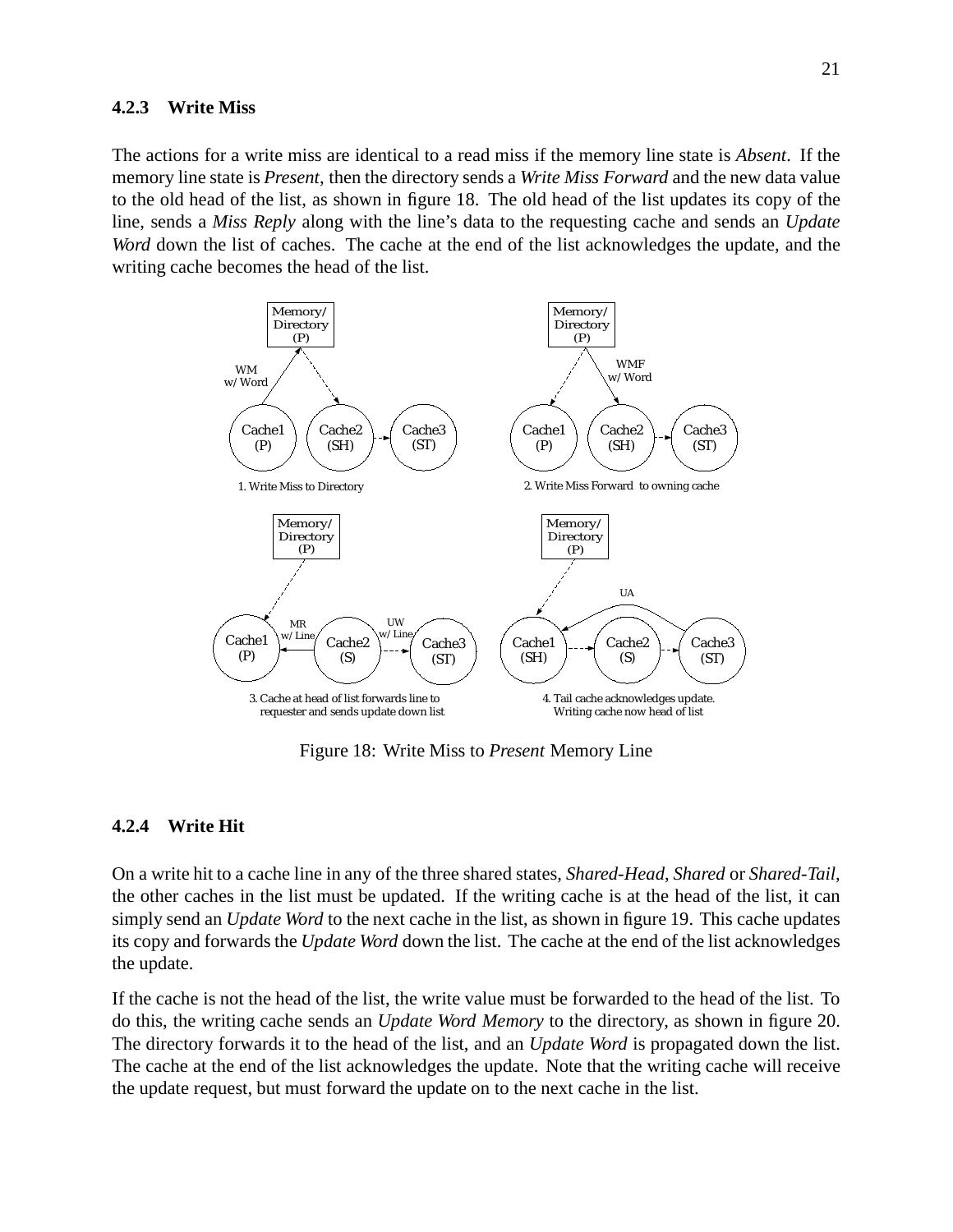### 4.2.3 Write Miss

The actions for a write miss are identical to a read miss if the memory line state is *Absent*. If the memory line state is *Present*, then the directory sends a *Write Miss Forward* and the new data value to the old head of the list, as shown in figure 18. The old head of the list updates its copy of the line, sends a *Miss Reply* along with the line's data to the requesting cache and sends an *Update Word* down the list of caches. The cache at the end of the list acknowledges the update, and the writing cache becomes the head of the list.

Figure 18: Write Miss to *Present* Memory Line

### 4.2.4 Write Hit

On a write hit to a cache line in any of the three shared states, *Shared-Head*, *Shared* or *Shared-Tail*, the other caches in the list must be updated. If the writing cache is at the head of the list, it can simply send an *Update Word* to the next cache in the list, as shown in figure 19. This cache updates its copy and forwards the *Update Word* down the list. The cache at the end of the list acknowledges the update.

If the cache is not the head of the list, the write value must be forwarded to the head of the list. To do this, the writing cache sends an *Update Word Memory* to the directory, as shown in figure 20. The directory forwards it to the head of the list, and an *Update Word* is propagated down the list. The cache at the end of the list acknowledges the update. Note that the writing cache will receive the update request, but must forward the update on to the next cache in the list.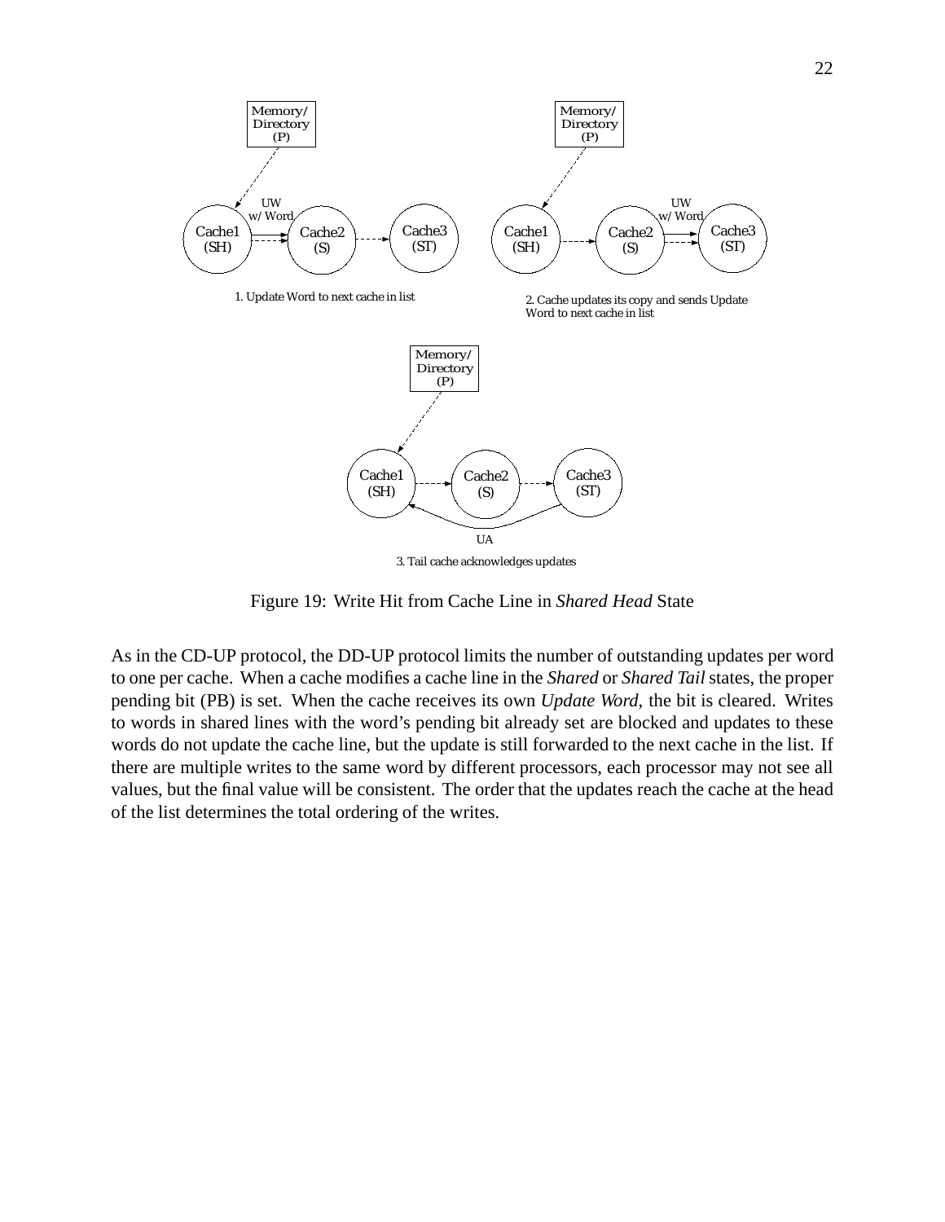Figure 19: Write Hit from Cache Line in *Shared Head* State

As in the CD-UP protocol, the DD-UP protocol limits the number of outstanding updates per word to one per cache. When a cache modifies a cache line in the *Shared* or *Shared Tail* states, the proper pending bit (PB) is set. When the cache receives its own *Update Word*, the bit is cleared. Writes to words in shared lines with the word's pending bit already set are blocked and updates to these words do not update the cache line, but the update is still forwarded to the next cache in the list. If there are multiple writes to the same word by different processors, each processor may not see all values, but the final value will be consistent. The order that the updates reach the cache at the head of the list determines the total ordering of the writes.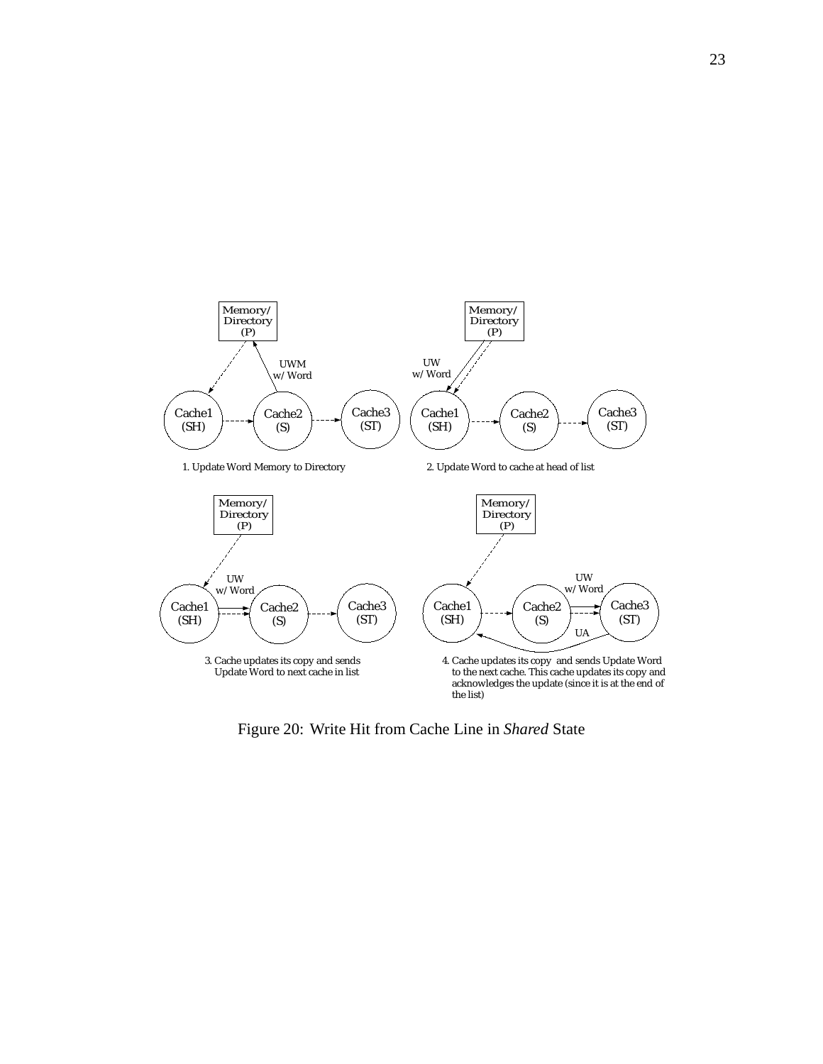Memory/
Directory
(P)

UWM
w/ Word

Cache1 (SH) → Cache2 (S) → Cache3 (ST)

1. Update Word Memory to Directory

Memory/
Directory
(P)

UW
w/ Word

Cache1 (SH) → Cache2 (S) → Cache3 (ST)

2. Update Word to cache at head of list

Memory/
Directory
(P)

UW
w/ Word

Cache1 (SH) → Cache2 (S) → Cache3 (ST)

3. Cache updates its copy and sends Update Word to next cache in list

Memory/
Directory
(P)

UW
w/ Word

UA

Cache1 (SH) → Cache2 (S) → Cache3 (ST)

4. Cache updates its copy and sends Update Word to the next cache. This cache updates its copy and acknowledges the update (since it is at the end of the list)

Figure 20: Write Hit from Cache Line in *Shared* State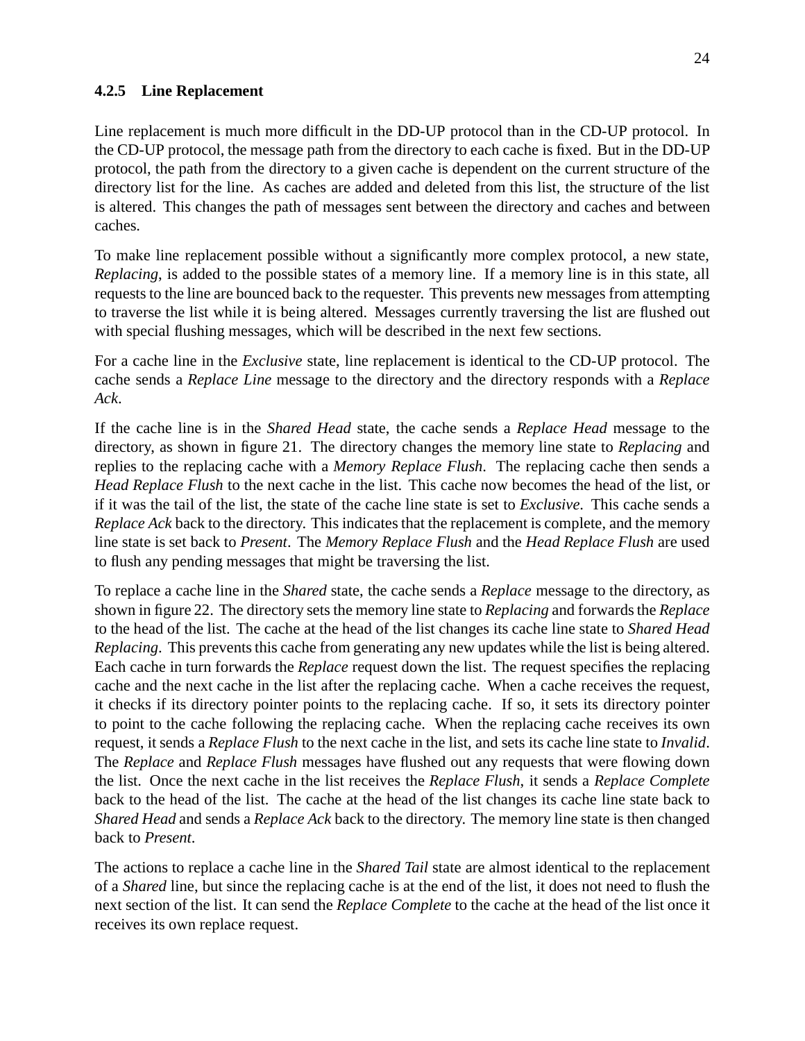### 4.2.5 Line Replacement

Line replacement is much more difficult in the DD-UP protocol than in the CD-UP protocol. In the CD-UP protocol, the message path from the directory to each cache is fixed. But in the DD-UP protocol, the path from the directory to a given cache is dependent on the current structure of the directory list for the line. As caches are added and deleted from this list, the structure of the list is altered. This changes the path of messages sent between the directory and caches and between caches.

To make line replacement possible without a significantly more complex protocol, a new state, *Replacing*, is added to the possible states of a memory line. If a memory line is in this state, all requests to the line are bounced back to the requester. This prevents new messages from attempting to traverse the list while it is being altered. Messages currently traversing the list are flushed out with special flushing messages, which will be described in the next few sections.

For a cache line in the *Exclusive* state, line replacement is identical to the CD-UP protocol. The cache sends a *Replace Line* message to the directory and the directory responds with a *Replace Ack*.

If the cache line is in the *Shared Head* state, the cache sends a *Replace Head* message to the directory, as shown in figure 21. The directory changes the memory line state to *Replacing* and replies to the replacing cache with a *Memory Replace Flush*. The replacing cache then sends a *Head Replace Flush* to the next cache in the list. This cache now becomes the head of the list, or if it was the tail of the list, the state of the cache line state is set to *Exclusive*. This cache sends a *Replace Ack* back to the directory. This indicates that the replacement is complete, and the memory line state is set back to *Present*. The *Memory Replace Flush* and the *Head Replace Flush* are used to flush any pending messages that might be traversing the list.

To replace a cache line in the *Shared* state, the cache sends a *Replace* message to the directory, as shown in figure 22. The directory sets the memory line state to *Replacing* and forwards the *Replace* to the head of the list. The cache at the head of the list changes its cache line state to *Shared Head Replacing*. This prevents this cache from generating any new updates while the list is being altered. Each cache in turn forwards the *Replace* request down the list. The request specifies the replacing cache and the next cache in the list after the replacing cache. When a cache receives the request, it checks if its directory pointer points to the replacing cache. If so, it sets its directory pointer to point to the cache following the replacing cache. When the replacing cache receives its own request, it sends a *Replace Flush* to the next cache in the list, and sets its cache line state to *Invalid*. The *Replace* and *Replace Flush* messages have flushed out any requests that were flowing down the list. Once the next cache in the list receives the *Replace Flush*, it sends a *Replace Complete* back to the head of the list. The cache at the head of the list changes its cache line state back to *Shared Head* and sends a *Replace Ack* back to the directory. The memory line state is then changed back to *Present*.

The actions to replace a cache line in the *Shared Tail* state are almost identical to the replacement of a *Shared* line, but since the replacing cache is at the end of the list, it does not need to flush the next section of the list. It can send the *Replace Complete* to the cache at the head of the list once it receives its own replace request.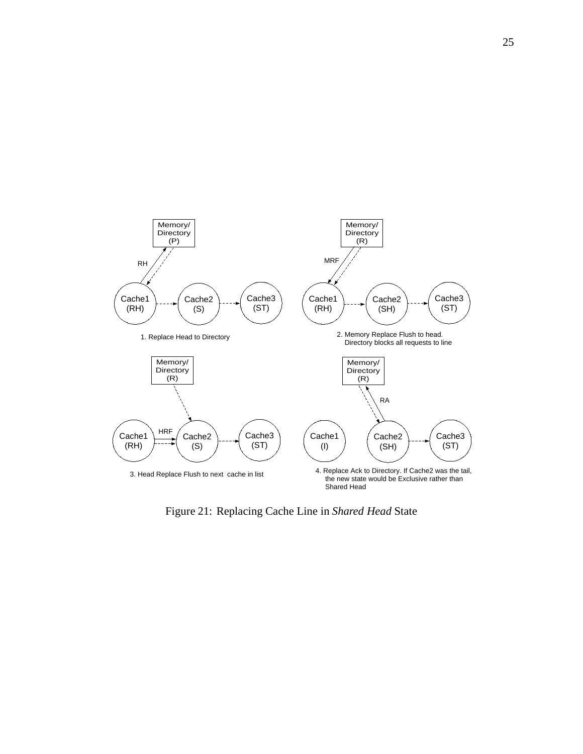Memory/
Directory
(P)

RH

Cache1
(RH)

Cache2
(S)

Cache3
(ST)

1. Replace Head to Directory

Memory/
Directory
(R)

MRF

Cache1
(RH)

Cache2
(SH)

Cache3
(ST)

2. Memory Replace Flush to head.
Directory blocks all requests to line

Memory/
Directory
(R)

HRF

Cache1
(RH)

Cache2
(S)

Cache3
(ST)

3. Head Replace Flush to next cache in list

Memory/
Directory
(R)

RA

Cache1
(I)

Cache2
(SH)

Cache3
(ST)

4. Replace Ack to Directory. If Cache2 was the tail, the new state would be Exclusive rather than Shared Head

Figure 21: Replacing Cache Line in *Shared Head* State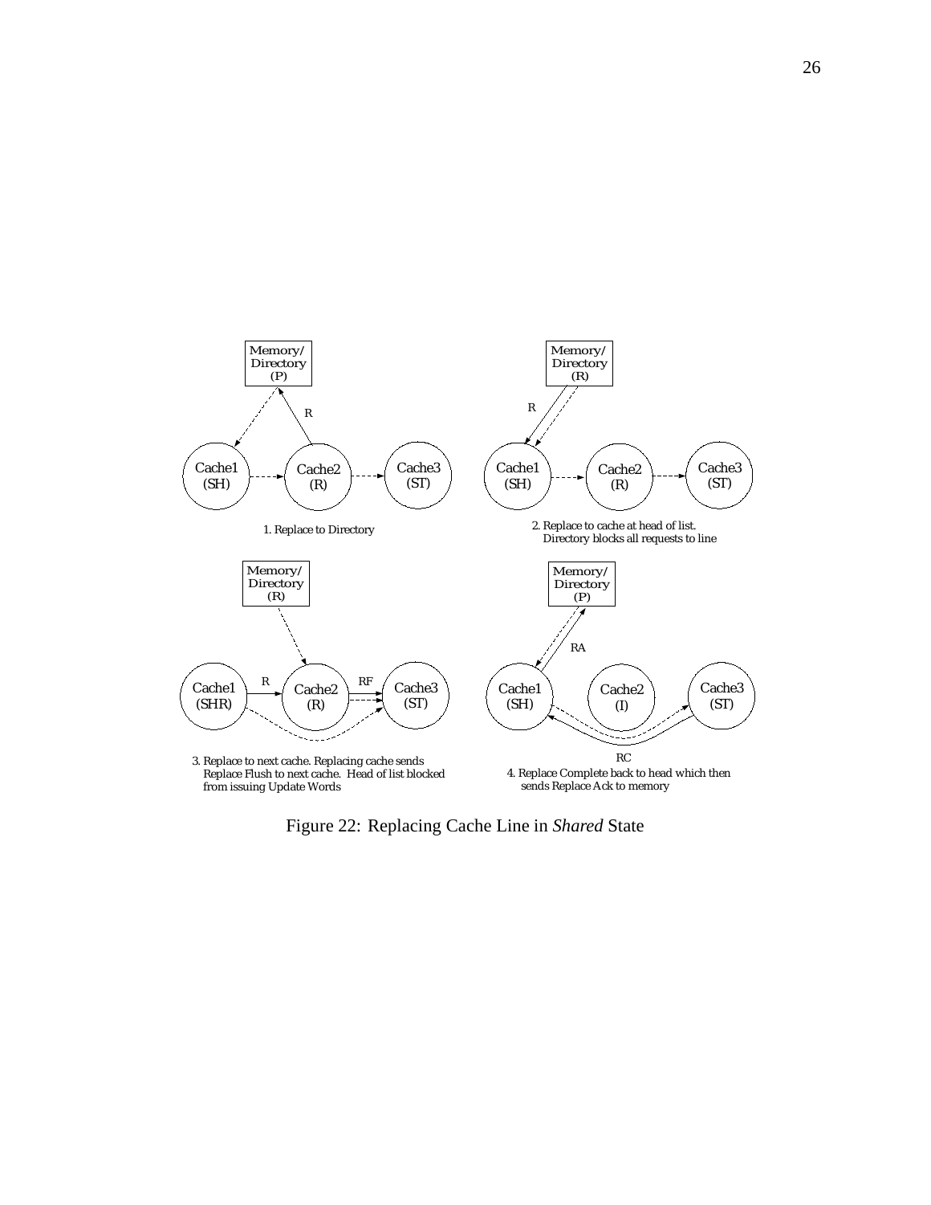Memory/
Directory
(P)

R

Cache1
(SH)

Cache2
(R)

Cache3
(ST)

1. Replace to Directory

Memory/
Directory
(R)

R

Cache1
(SH)

Cache2
(R)

Cache3
(ST)

2. Replace to cache at head of list.
Directory blocks all requests to line

Memory/
Directory
(R)

Cache1
(SHR)

R

Cache2
(R)

RF

Cache3
(ST)

3. Replace to next cache. Replacing cache sends
Replace Flush to next cache. Head of list blocked
from issuing Update Words

Memory/
Directory
(P)

RA

Cache1
(SH)

Cache2
(I)

Cache3
(ST)

RC

4. Replace Complete back to head which then
sends Replace Ack to memory

Figure 22: Replacing Cache Line in *Shared* State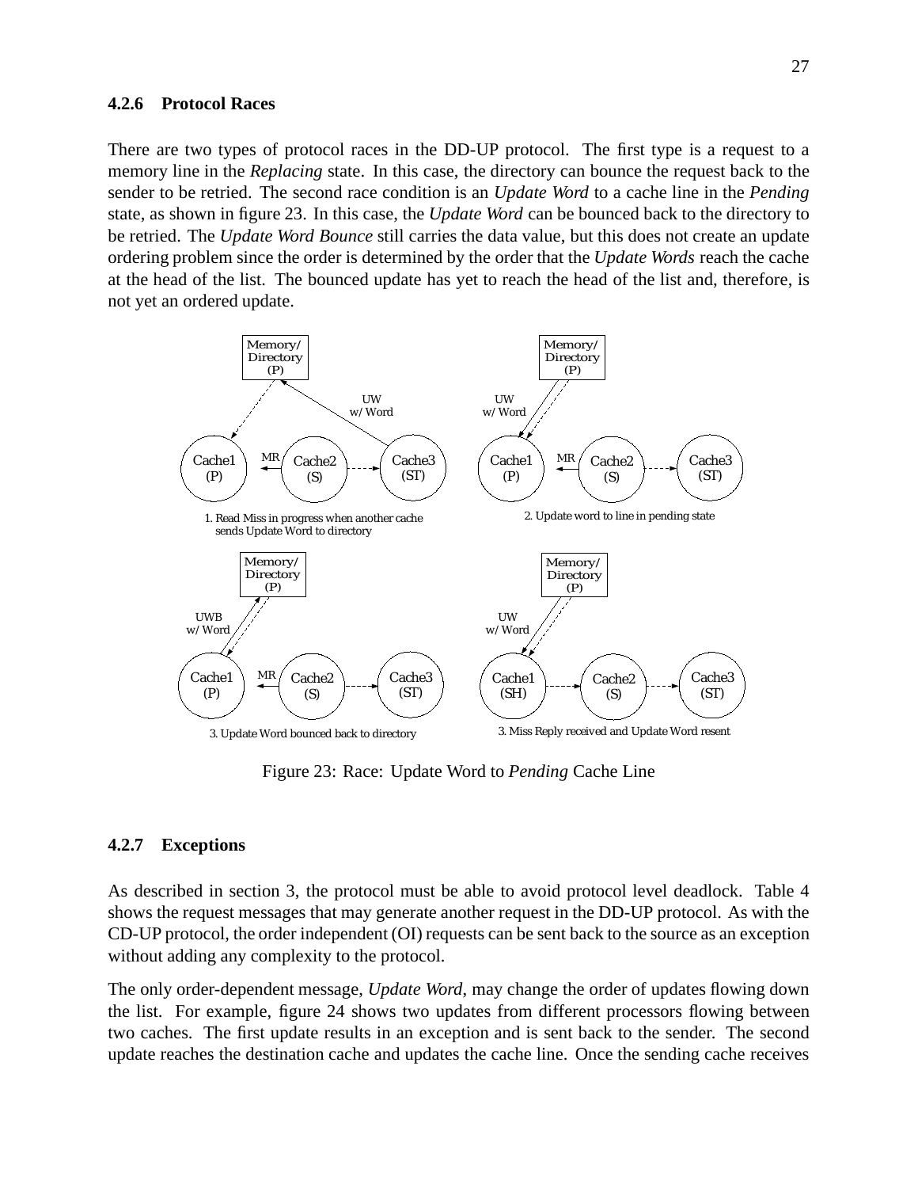### 4.2.6 Protocol Races

There are two types of protocol races in the DD-UP protocol. The first type is a request to a memory line in the *Replacing* state. In this case, the directory can bounce the request back to the sender to be retried. The second race condition is an *Update Word* to a cache line in the *Pending* state, as shown in figure 23. In this case, the *Update Word* can be bounced back to the directory to be retried. The *Update Word Bounce* still carries the data value, but this does not create an update ordering problem since the order is determined by the order that the *Update Words* reach the cache at the head of the list. The bounced update has yet to reach the head of the list and, therefore, is not yet an ordered update.

Figure 23: Race: Update Word to *Pending* Cache Line

### 4.2.7 Exceptions

As described in section 3, the protocol must be able to avoid protocol level deadlock. Table 4 shows the request messages that may generate another request in the DD-UP protocol. As with the CD-UP protocol, the order independent (OI) requests can be sent back to the source as an exception without adding any complexity to the protocol.

The only order-dependent message, *Update Word*, may change the order of updates flowing down the list. For example, figure 24 shows two updates from different processors flowing between two caches. The first update results in an exception and is sent back to the sender. The second update reaches the destination cache and updates the cache line. Once the sending cache receives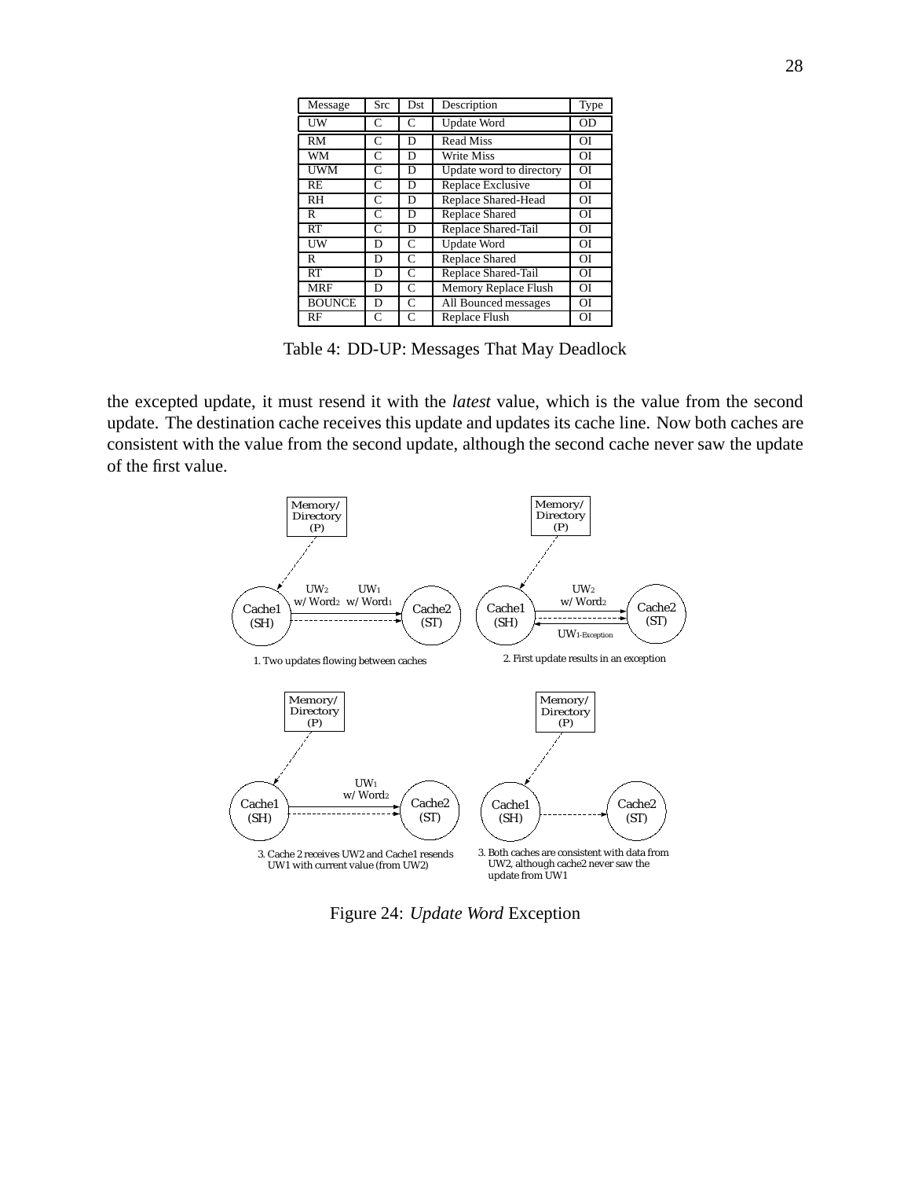| Message | Src | Dst | Description | Type |
|---|---|---|---|---|
| UW | C | C | Update Word | OD |
| RM | C | D | Read Miss | OI |
| WM | C | D | Write Miss | OI |
| UWM | C | D | Update word to directory | OI |
| RE | C | D | Replace Exclusive | OI |
| RH | C | D | Replace Shared-Head | OI |
| R | C | D | Replace Shared | OI |
| RT | C | D | Replace Shared-Tail | OI |
| UW | D | C | Update Word | OI |
| R | D | C | Replace Shared | OI |
| RT | D | C | Replace Shared-Tail | OI |
| MRF | D | C | Memory Replace Flush | OI |
| BOUNCE | D | C | All Bounced messages | OI |
| RF | C | C | Replace Flush | OI |

Table 4: DD-UP: Messages That May Deadlock

the excepted update, it must resend it with the *latest* value, which is the value from the second update. The destination cache receives this update and updates its cache line. Now both caches are consistent with the value from the second update, although the second cache never saw the update of the first value.

Figure 24: *Update Word* Exception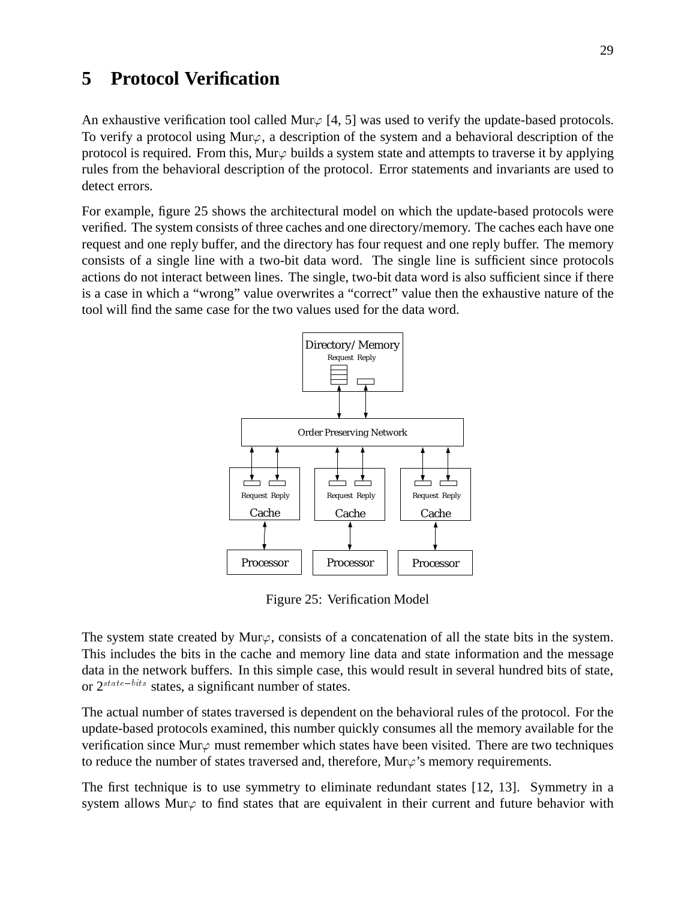# 5 Protocol Verification

An exhaustive verification tool called Mur$\varphi$ [4, 5] was used to verify the update-based protocols. To verify a protocol using Mur$\varphi$, a description of the system and a behavioral description of the protocol is required. From this, Mur$\varphi$ builds a system state and attempts to traverse it by applying rules from the behavioral description of the protocol. Error statements and invariants are used to detect errors.

For example, figure 25 shows the architectural model on which the update-based protocols were verified. The system consists of three caches and one directory/memory. The caches each have one request and one reply buffer, and the directory has four request and one reply buffer. The memory consists of a single line with a two-bit data word. The single line is sufficient since protocols actions do not interact between lines. The single, two-bit data word is also sufficient since if there is a case in which a "wrong" value overwrites a "correct" value then the exhaustive nature of the tool will find the same case for the two values used for the data word.

Directory/ Memory
Request Reply

Order Preserving Network

Request Reply
Cache

Request Reply
Cache

Request Reply
Cache

Processor

Processor

Processor

Figure 25: Verification Model

The system state created by Mur$\varphi$, consists of a concatenation of all the state bits in the system. This includes the bits in the cache and memory line data and state information and the message data in the network buffers. In this simple case, this would result in several hundred bits of state, or $2^{state-bits}$ states, a significant number of states.

The actual number of states traversed is dependent on the behavioral rules of the protocol. For the update-based protocols examined, this number quickly consumes all the memory available for the verification since Mur$\varphi$ must remember which states have been visited. There are two techniques to reduce the number of states traversed and, therefore, Mur$\varphi$'s memory requirements.

The first technique is to use symmetry to eliminate redundant states [12, 13]. Symmetry in a system allows Mur$\varphi$ to find states that are equivalent in their current and future behavior with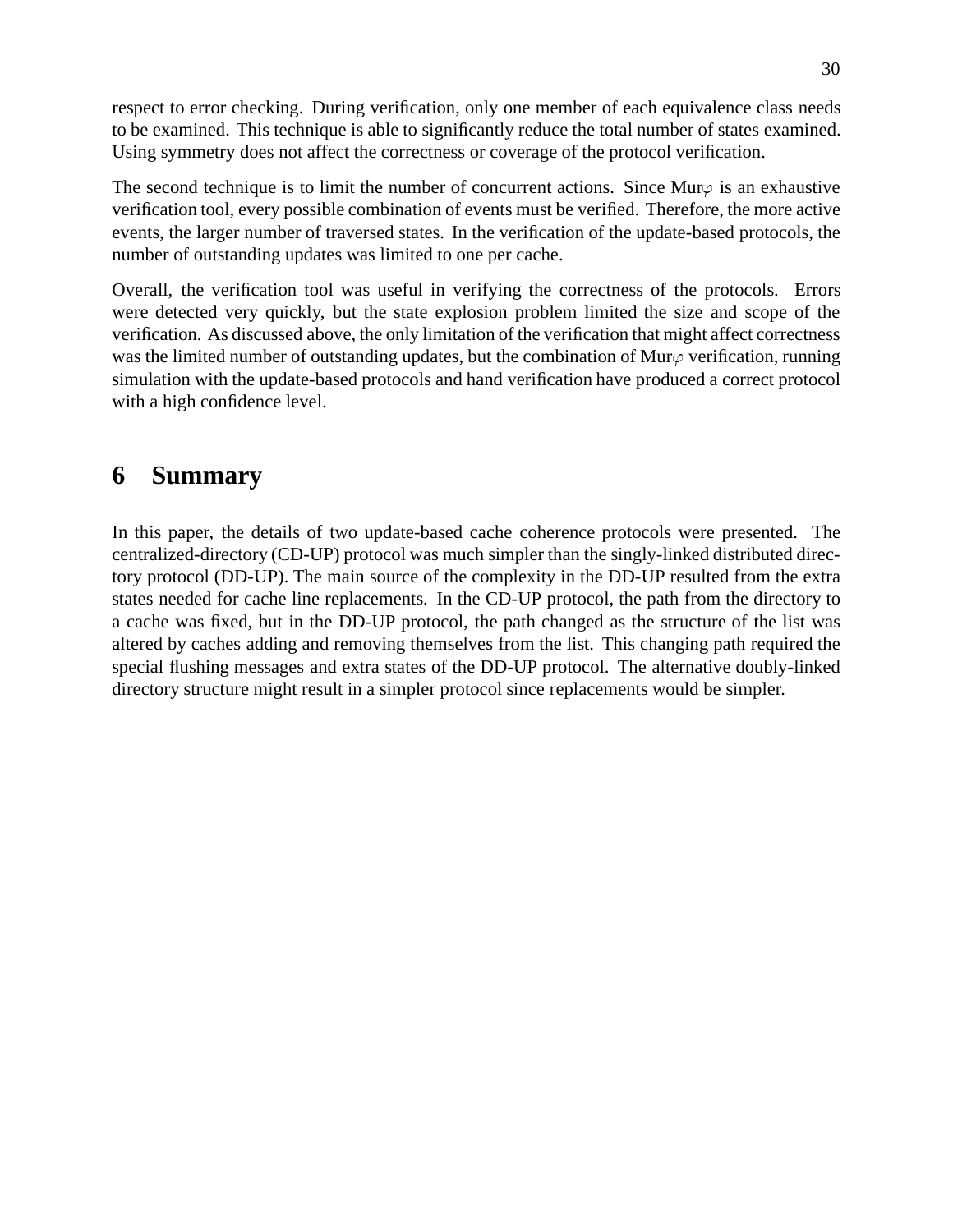respect to error checking. During verification, only one member of each equivalence class needs to be examined. This technique is able to significantly reduce the total number of states examined. Using symmetry does not affect the correctness or coverage of the protocol verification.

The second technique is to limit the number of concurrent actions. Since Mur$\varphi$ is an exhaustive verification tool, every possible combination of events must be verified. Therefore, the more active events, the larger number of traversed states. In the verification of the update-based protocols, the number of outstanding updates was limited to one per cache.

Overall, the verification tool was useful in verifying the correctness of the protocols. Errors were detected very quickly, but the state explosion problem limited the size and scope of the verification. As discussed above, the only limitation of the verification that might affect correctness was the limited number of outstanding updates, but the combination of Mur$\varphi$ verification, running simulation with the update-based protocols and hand verification have produced a correct protocol with a high confidence level.

# 6 Summary

In this paper, the details of two update-based cache coherence protocols were presented. The centralized-directory (CD-UP) protocol was much simpler than the singly-linked distributed directory protocol (DD-UP). The main source of the complexity in the DD-UP resulted from the extra states needed for cache line replacements. In the CD-UP protocol, the path from the directory to a cache was fixed, but in the DD-UP protocol, the path changed as the structure of the list was altered by caches adding and removing themselves from the list. This changing path required the special flushing messages and extra states of the DD-UP protocol. The alternative doubly-linked directory structure might result in a simpler protocol since replacements would be simpler.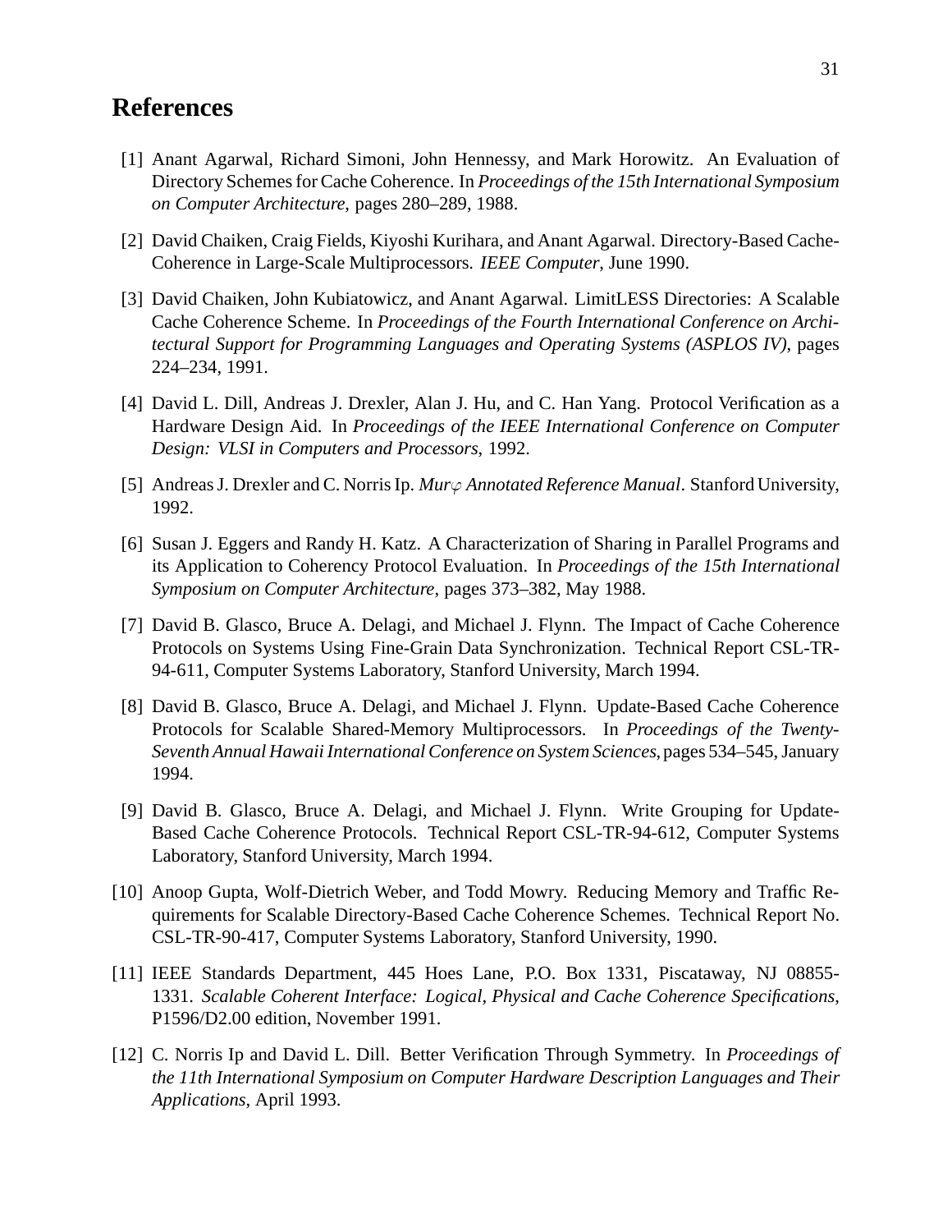# References

[1] Anant Agarwal, Richard Simoni, John Hennessy, and Mark Horowitz. An Evaluation of Directory Schemes for Cache Coherence. In *Proceedings of the 15th International Symposium on Computer Architecture*, pages 280–289, 1988.

[2] David Chaiken, Craig Fields, Kiyoshi Kurihara, and Anant Agarwal. Directory-Based Cache-Coherence in Large-Scale Multiprocessors. *IEEE Computer*, June 1990.

[3] David Chaiken, John Kubiatowicz, and Anant Agarwal. LimitLESS Directories: A Scalable Cache Coherence Scheme. In *Proceedings of the Fourth International Conference on Architectural Support for Programming Languages and Operating Systems (ASPLOS IV)*, pages 224–234, 1991.

[4] David L. Dill, Andreas J. Drexler, Alan J. Hu, and C. Han Yang. Protocol Verification as a Hardware Design Aid. In *Proceedings of the IEEE International Conference on Computer Design: VLSI in Computers and Processors*, 1992.

[5] Andreas J. Drexler and C. Norris Ip. *Mur$\varphi$ Annotated Reference Manual*. Stanford University, 1992.

[6] Susan J. Eggers and Randy H. Katz. A Characterization of Sharing in Parallel Programs and its Application to Coherency Protocol Evaluation. In *Proceedings of the 15th International Symposium on Computer Architecture*, pages 373–382, May 1988.

[7] David B. Glasco, Bruce A. Delagi, and Michael J. Flynn. The Impact of Cache Coherence Protocols on Systems Using Fine-Grain Data Synchronization. Technical Report CSL-TR-94-611, Computer Systems Laboratory, Stanford University, March 1994.

[8] David B. Glasco, Bruce A. Delagi, and Michael J. Flynn. Update-Based Cache Coherence Protocols for Scalable Shared-Memory Multiprocessors. In *Proceedings of the Twenty-Seventh Annual Hawaii International Conference on System Sciences*, pages 534–545, January 1994.

[9] David B. Glasco, Bruce A. Delagi, and Michael J. Flynn. Write Grouping for Update-Based Cache Coherence Protocols. Technical Report CSL-TR-94-612, Computer Systems Laboratory, Stanford University, March 1994.

[10] Anoop Gupta, Wolf-Dietrich Weber, and Todd Mowry. Reducing Memory and Traffic Requirements for Scalable Directory-Based Cache Coherence Schemes. Technical Report No. CSL-TR-90-417, Computer Systems Laboratory, Stanford University, 1990.

[11] IEEE Standards Department, 445 Hoes Lane, P.O. Box 1331, Piscataway, NJ 08855-1331. *Scalable Coherent Interface: Logical, Physical and Cache Coherence Specifications*, P1596/D2.00 edition, November 1991.

[12] C. Norris Ip and David L. Dill. Better Verification Through Symmetry. In *Proceedings of the 11th International Symposium on Computer Hardware Description Languages and Their Applications*, April 1993.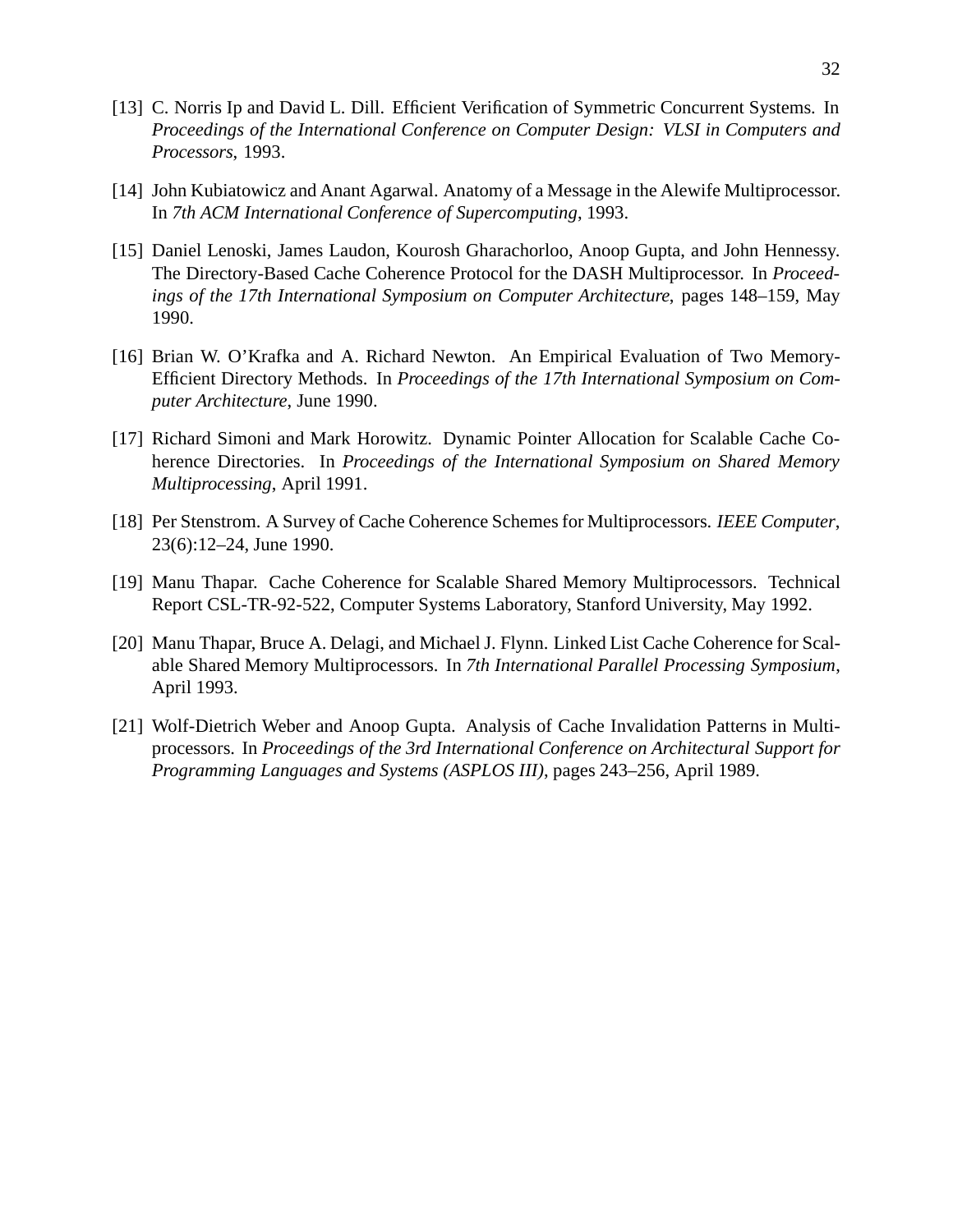[13] C. Norris Ip and David L. Dill. Efficient Verification of Symmetric Concurrent Systems. In *Proceedings of the International Conference on Computer Design: VLSI in Computers and Processors*, 1993.

[14] John Kubiatowicz and Anant Agarwal. Anatomy of a Message in the Alewife Multiprocessor. In *7th ACM International Conference of Supercomputing*, 1993.

[15] Daniel Lenoski, James Laudon, Kourosh Gharachorloo, Anoop Gupta, and John Hennessy. The Directory-Based Cache Coherence Protocol for the DASH Multiprocessor. In *Proceedings of the 17th International Symposium on Computer Architecture*, pages 148–159, May 1990.

[16] Brian W. O'Krafka and A. Richard Newton. An Empirical Evaluation of Two Memory-Efficient Directory Methods. In *Proceedings of the 17th International Symposium on Computer Architecture*, June 1990.

[17] Richard Simoni and Mark Horowitz. Dynamic Pointer Allocation for Scalable Cache Coherence Directories. In *Proceedings of the International Symposium on Shared Memory Multiprocessing*, April 1991.

[18] Per Stenstrom. A Survey of Cache Coherence Schemes for Multiprocessors. *IEEE Computer*, 23(6):12–24, June 1990.

[19] Manu Thapar. Cache Coherence for Scalable Shared Memory Multiprocessors. Technical Report CSL-TR-92-522, Computer Systems Laboratory, Stanford University, May 1992.

[20] Manu Thapar, Bruce A. Delagi, and Michael J. Flynn. Linked List Cache Coherence for Scalable Shared Memory Multiprocessors. In *7th International Parallel Processing Symposium*, April 1993.

[21] Wolf-Dietrich Weber and Anoop Gupta. Analysis of Cache Invalidation Patterns in Multiprocessors. In *Proceedings of the 3rd International Conference on Architectural Support for Programming Languages and Systems (ASPLOS III)*, pages 243–256, April 1989.